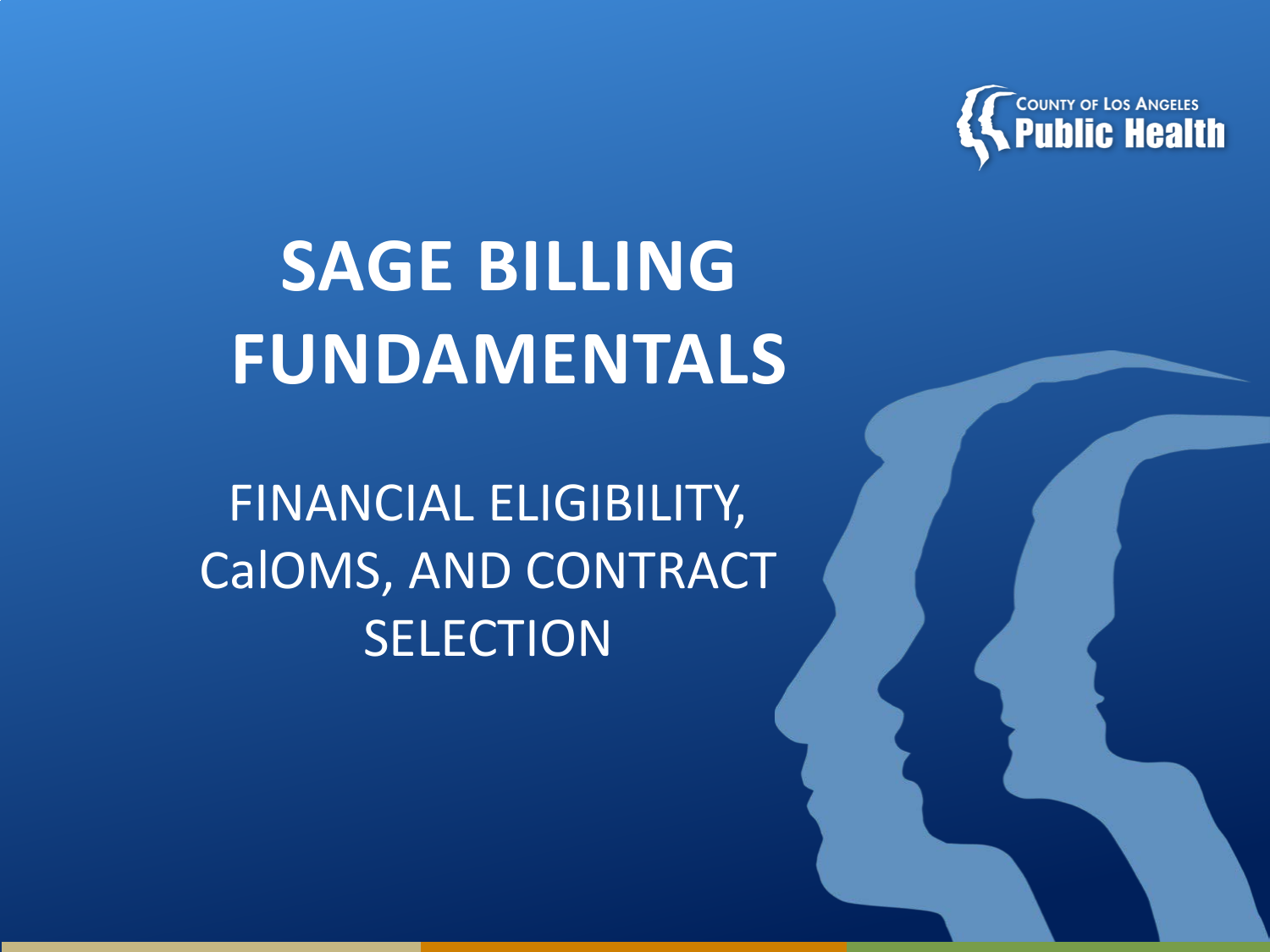COUNTY OF LOS ANGELES
Public Health

# SAGE BILLING FUNDAMENTALS

## FINANCIAL ELIGIBILITY, CalOMS, AND CONTRACT SELECTION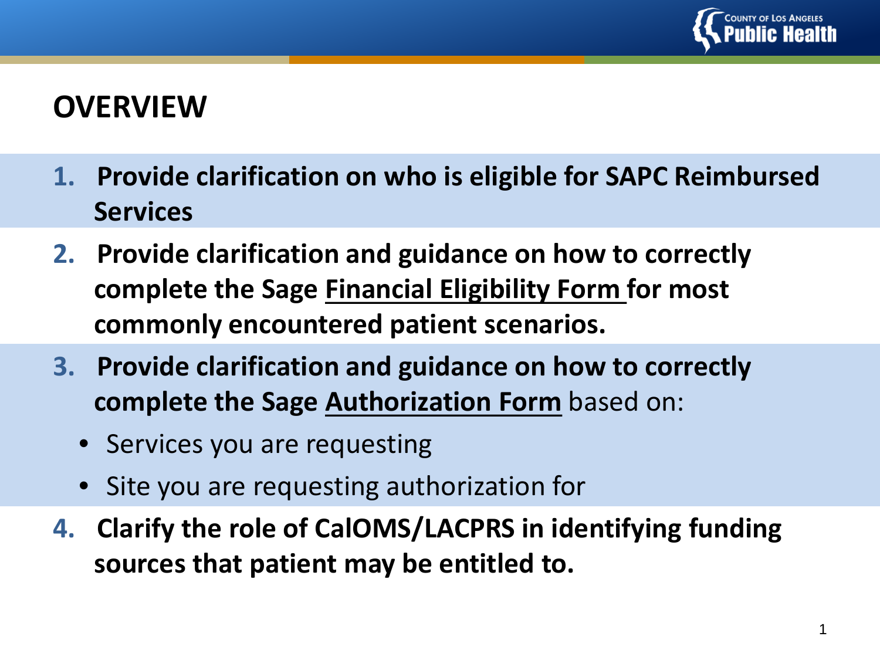# OVERVIEW

1. **Provide clarification on who is eligible for SAPC Reimbursed Services**
2. **Provide clarification and guidance on how to correctly complete the Sage Financial Eligibility Form for most commonly encountered patient scenarios.**
3. **Provide clarification and guidance on how to correctly complete the Sage Authorization Form** based on:
   - Services you are requesting
   - Site you are requesting authorization for
4. **Clarify the role of CalOMS/LACPRS in identifying funding sources that patient may be entitled to.**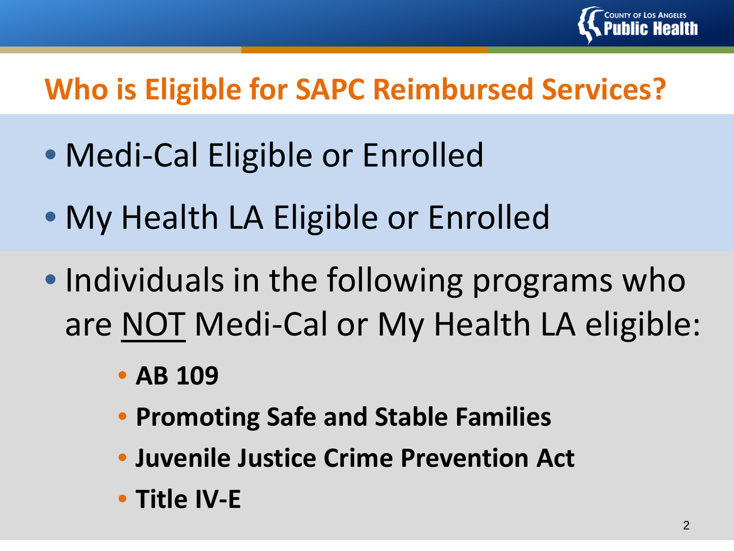## Who is Eligible for SAPC Reimbursed Services?

- Medi-Cal Eligible or Enrolled
- My Health LA Eligible or Enrolled
- Individuals in the following programs who are NOT Medi-Cal or My Health LA eligible:
  - **AB 109**
  - **Promoting Safe and Stable Families**
  - **Juvenile Justice Crime Prevention Act**
  - **Title IV-E**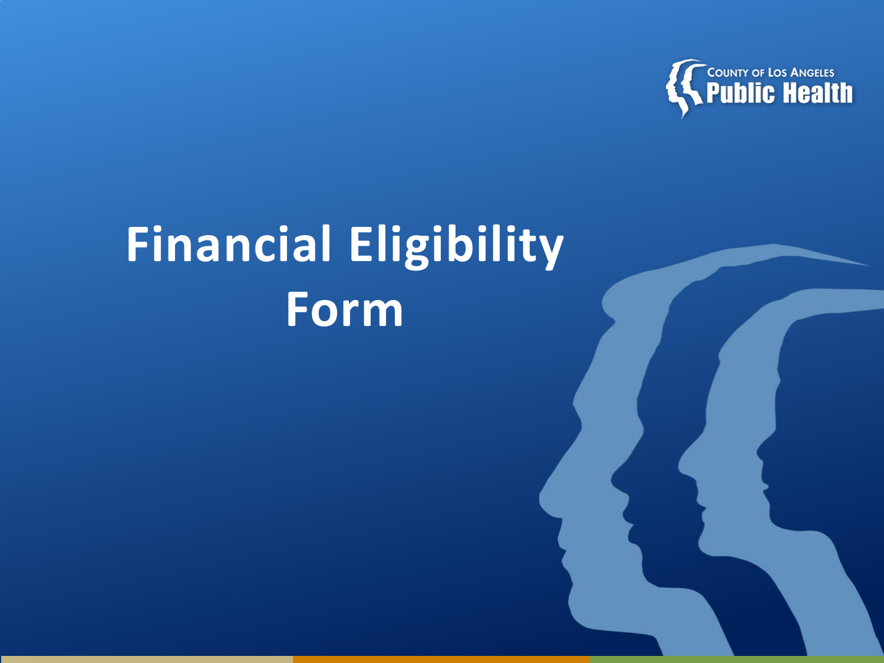# Financial Eligibility Form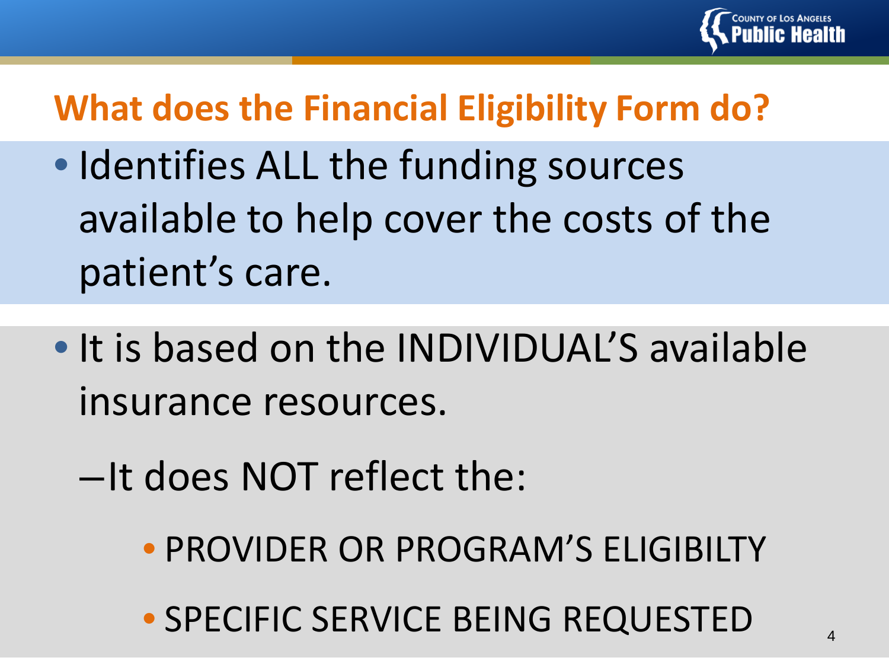## What does the Financial Eligibility Form do?

- Identifies ALL the funding sources available to help cover the costs of the patient's care.
- It is based on the INDIVIDUAL'S available insurance resources.
  - It does NOT reflect the:
    - PROVIDER OR PROGRAM'S ELIGIBILTY
    - SPECIFIC SERVICE BEING REQUESTED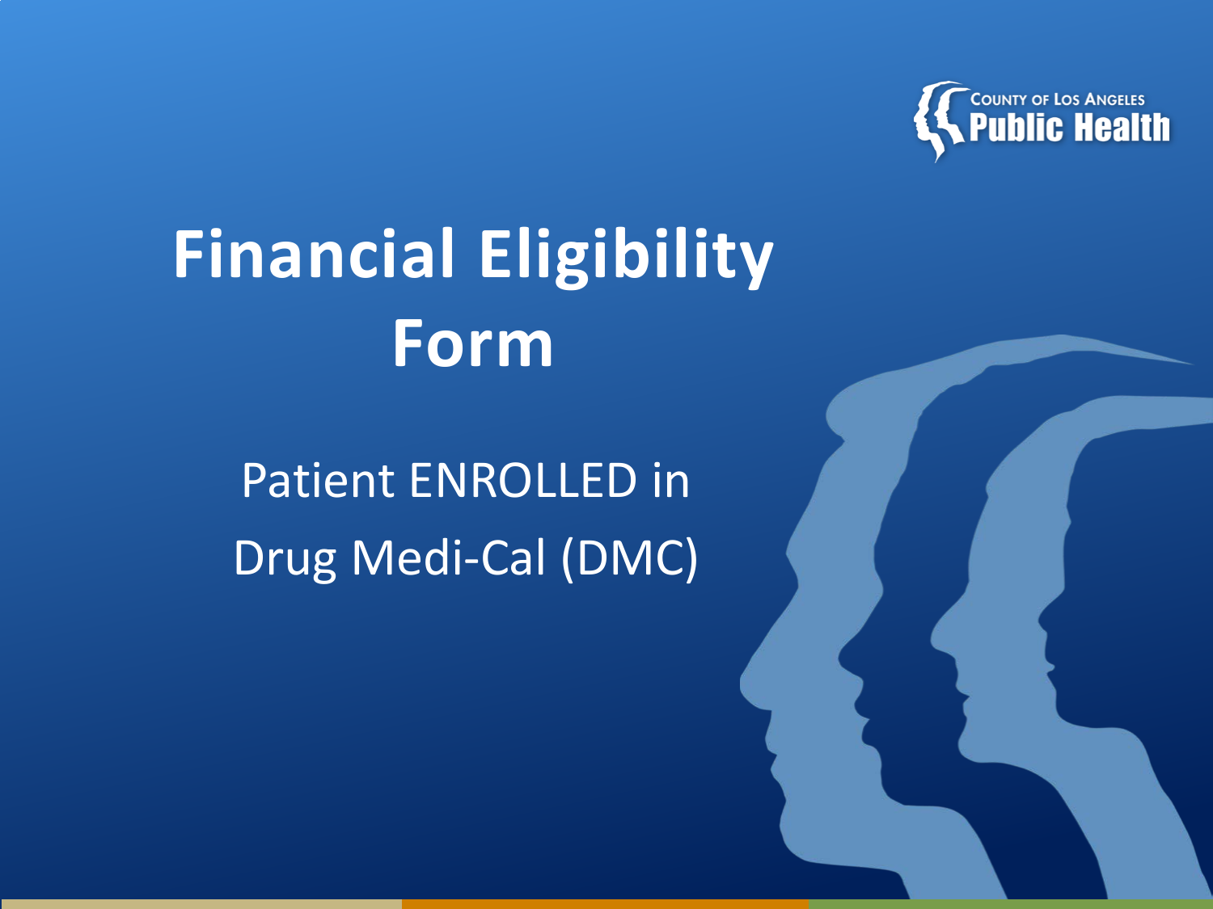# Financial Eligibility Form

Patient ENROLLED in Drug Medi-Cal (DMC)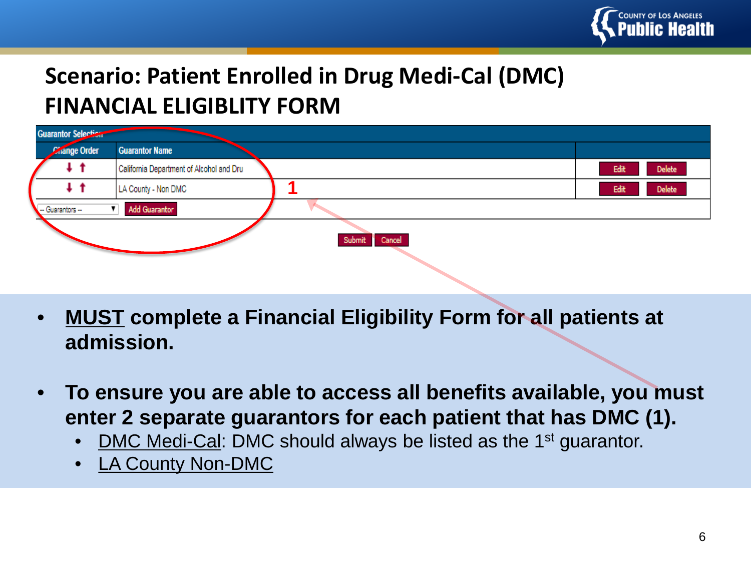# Scenario: Patient Enrolled in Drug Medi-Cal (DMC) FINANCIAL ELIGIBLITY FORM

| Change Order | Guarantor Name | |
|---|---|---|
| ↓ ↑ | California Department of Alcohol and Dru | Edit Delete |
| ↓ ↑ | LA County - Non DMC | Edit Delete |

-- Guarantors -- Add Guarantor

1

Submit Cancel

- **MUST complete a Financial Eligibility Form for all patients at admission.**
- **To ensure you are able to access all benefits available, you must enter 2 separate guarantors for each patient that has DMC (1).**
  - DMC Medi-Cal: DMC should always be listed as the 1st guarantor.
  - LA County Non-DMC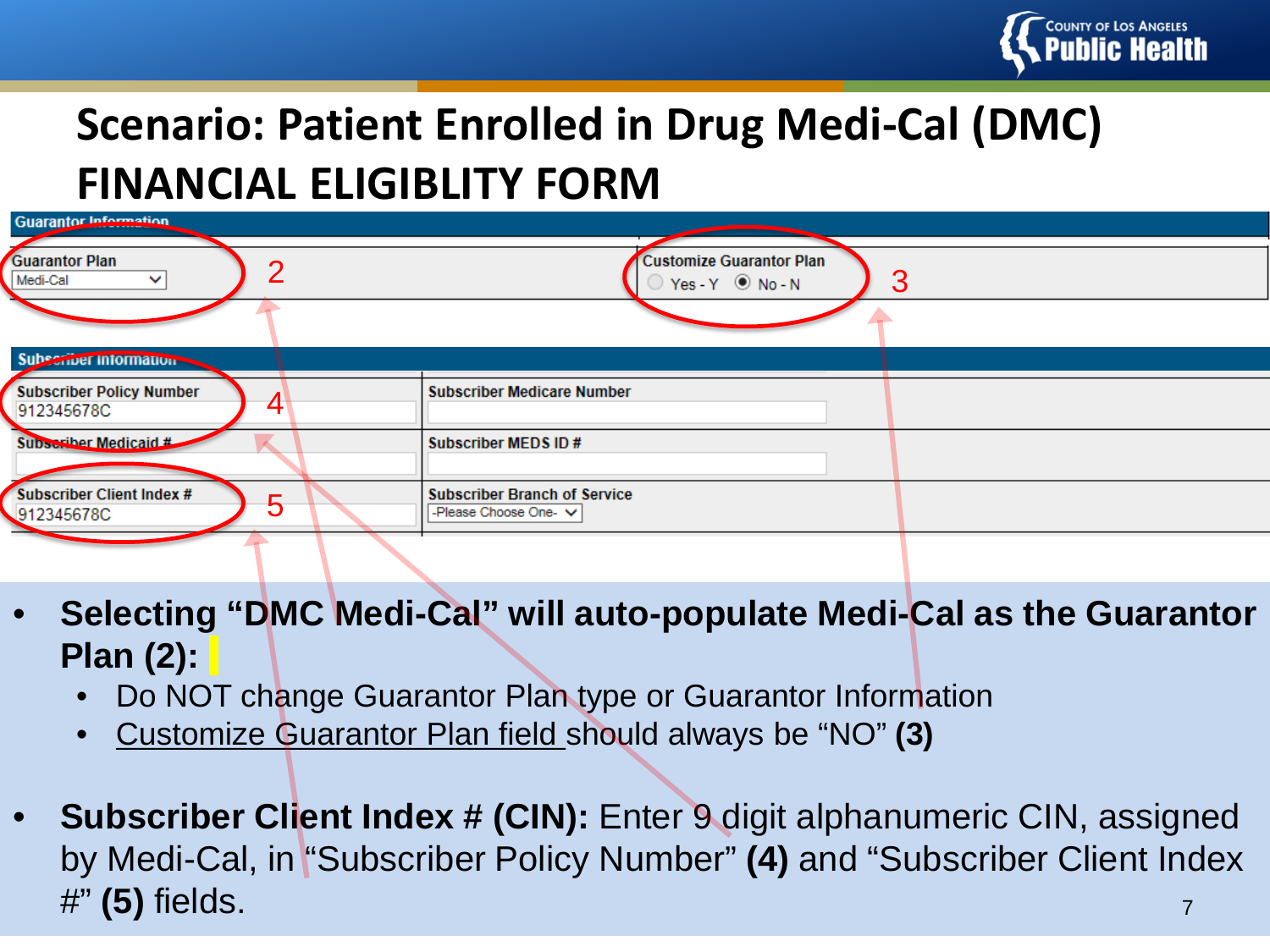# Scenario: Patient Enrolled in Drug Medi-Cal (DMC) FINANCIAL ELIGIBLITY FORM

**Guarantor Information**

| Guarantor Plan | Customize Guarantor Plan |
|---|---|
| Medi-Cal | Yes - Y / (●) No - N |

**Subscriber Information**

| | |
|---|---|
| Subscriber Policy Number: 912345678C | Subscriber Medicare Number: |
| Subscriber Medicaid #: | Subscriber MEDS ID #: |
| Subscriber Client Index #: 912345678C | Subscriber Branch of Service: -Please Choose One- |

- **Selecting "DMC Medi-Cal" will auto-populate Medi-Cal as the Guarantor Plan (2):**
  - Do NOT change Guarantor Plan type or Guarantor Information
  - Customize Guarantor Plan field should always be "NO" **(3)**
- **Subscriber Client Index # (CIN):** Enter 9 digit alphanumeric CIN, assigned by Medi-Cal, in "Subscriber Policy Number" **(4)** and "Subscriber Client Index #" **(5)** fields.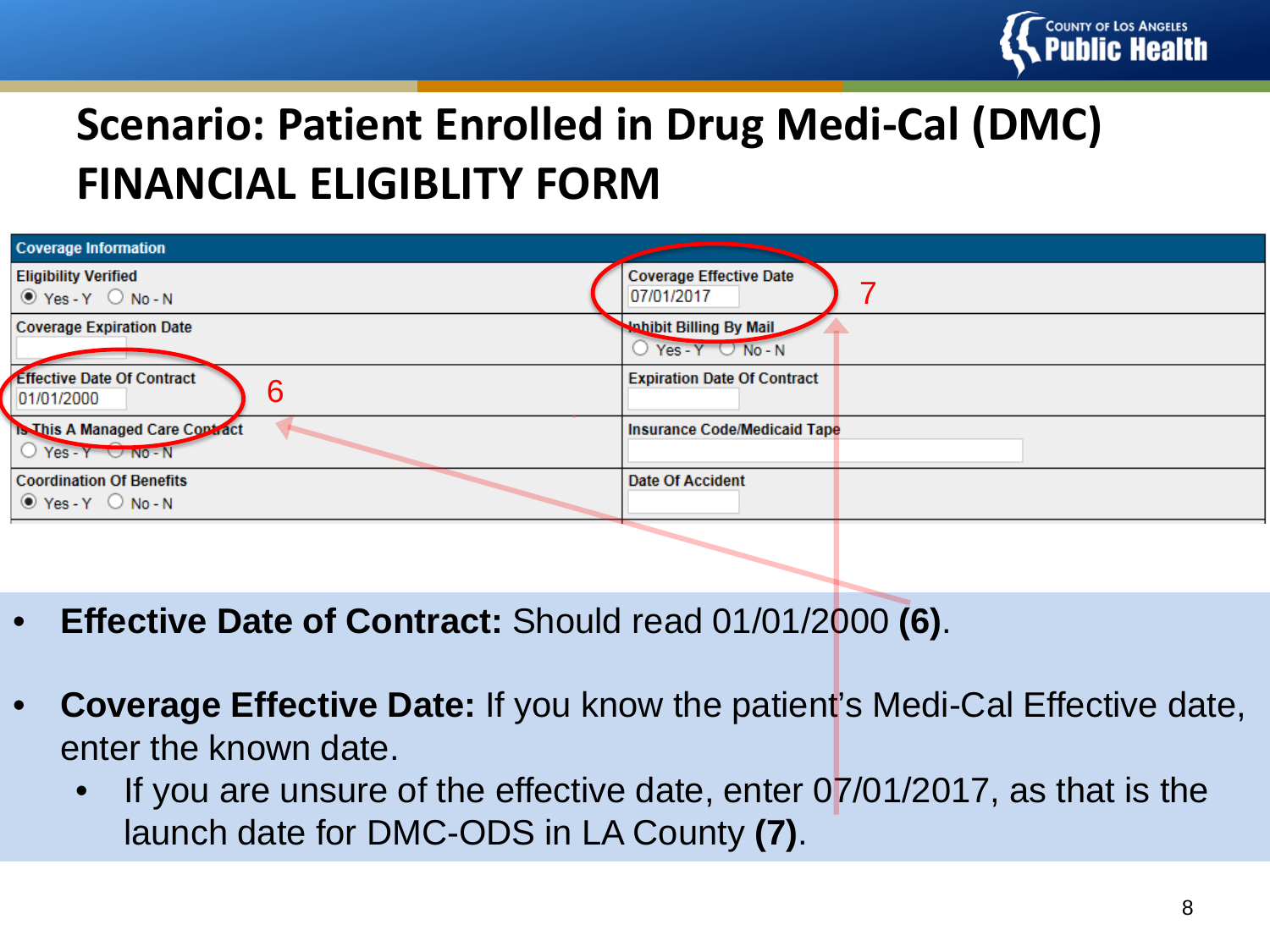# Scenario: Patient Enrolled in Drug Medi-Cal (DMC) FINANCIAL ELIGIBLITY FORM

| Coverage Information | |
|---|---|
| Eligibility Verified<br>◉ Yes - Y ○ No - N | Coverage Effective Date<br>07/01/2017 **(7)** |
| Coverage Expiration Date | Inhibit Billing By Mail<br>○ Yes - Y ○ No - N |
| Effective Date Of Contract<br>01/01/2000 **(6)** | Expiration Date Of Contract |
| Is This A Managed Care Contract<br>○ Yes - Y ○ No - N | Insurance Code/Medicaid Tape |
| Coordination Of Benefits<br>◉ Yes - Y ○ No - N | Date Of Accident |

- **Effective Date of Contract:** Should read 01/01/2000 **(6)**.
- **Coverage Effective Date:** If you know the patient's Medi-Cal Effective date, enter the known date.
  - If you are unsure of the effective date, enter 07/01/2017, as that is the launch date for DMC-ODS in LA County **(7)**.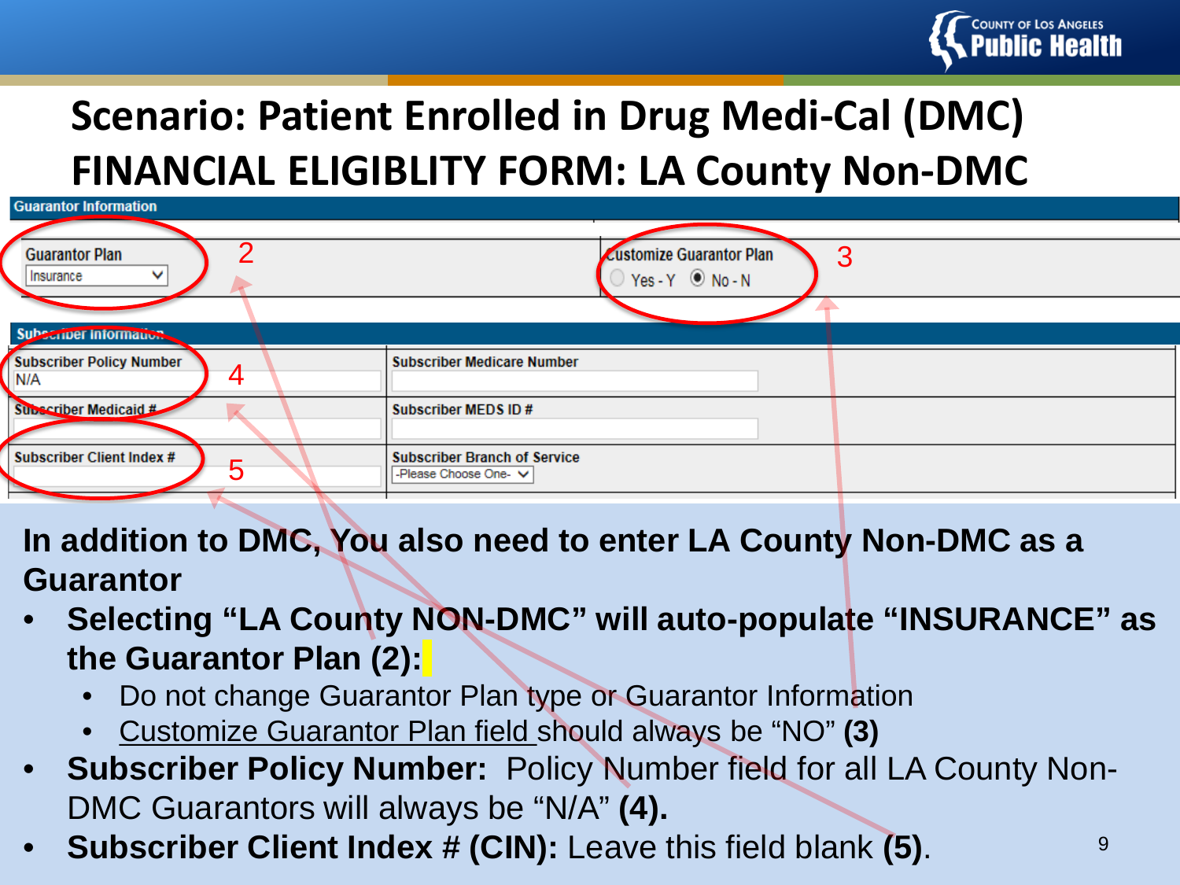# Scenario: Patient Enrolled in Drug Medi-Cal (DMC) FINANCIAL ELIGIBLITY FORM: LA County Non-DMC

**Guarantor Information**

| Guarantor Plan | Customize Guarantor Plan |
|---|---|
| Insurance (2) | Yes - Y / No - N (selected) (3) |

**Subscriber Information**

| Field | Value | Field | Value |
|---|---|---|---|
| Subscriber Policy Number (4) | N/A | Subscriber Medicare Number | |
| Subscriber Medicaid # | | Subscriber MEDS ID # | |
| Subscriber Client Index # (5) | | Subscriber Branch of Service | -Please Choose One- |

**In addition to DMC, You also need to enter LA County Non-DMC as a Guarantor**

- **Selecting "LA County NON-DMC" will auto-populate "INSURANCE" as the Guarantor Plan (2):**
  - Do not change Guarantor Plan type or Guarantor Information
  - Customize Guarantor Plan field should always be "NO" **(3)**
- **Subscriber Policy Number:** Policy Number field for all LA County Non-DMC Guarantors will always be "N/A" **(4).**
- **Subscriber Client Index # (CIN):** Leave this field blank **(5)**.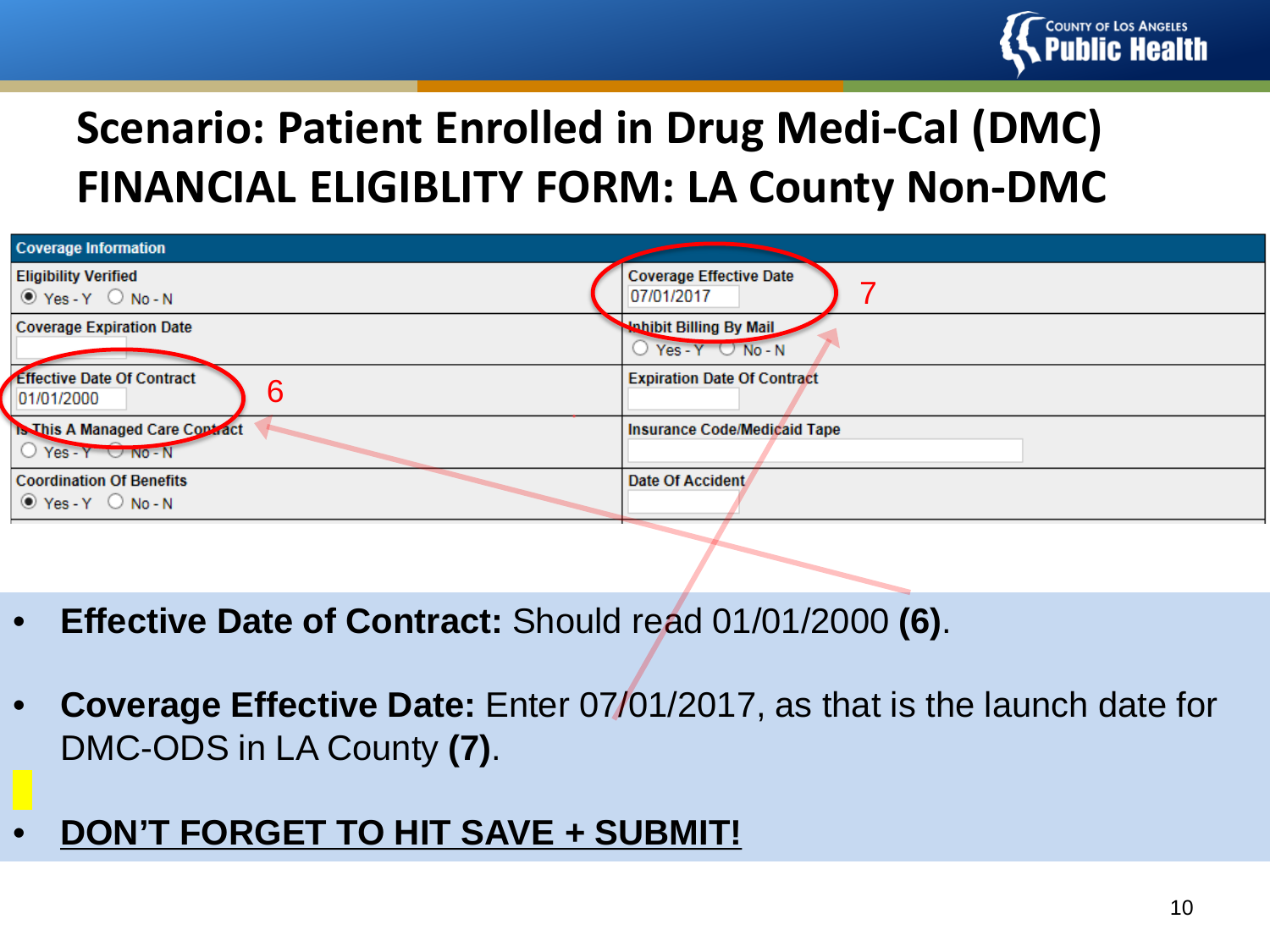# Scenario: Patient Enrolled in Drug Medi-Cal (DMC) FINANCIAL ELIGIBLITY FORM: LA County Non-DMC

| Coverage Information | |
|---|---|
| Eligibility Verified: (•) Yes - Y ( ) No - N | Coverage Effective Date: 07/01/2017 **(7)** |
| Coverage Expiration Date: | Inhibit Billing By Mail: ( ) Yes - Y ( ) No - N |
| Effective Date Of Contract: 01/01/2000 **(6)** | Expiration Date Of Contract: |
| Is This A Managed Care Contract: ( ) Yes - Y ( ) No - N | Insurance Code/Medicaid Tape: |
| Coordination Of Benefits: (•) Yes - Y ( ) No - N | Date Of Accident: |

- **Effective Date of Contract:** Should read 01/01/2000 **(6)**.
- **Coverage Effective Date:** Enter 07/01/2017, as that is the launch date for DMC-ODS in LA County **(7)**.
- **DON'T FORGET TO HIT SAVE + SUBMIT!**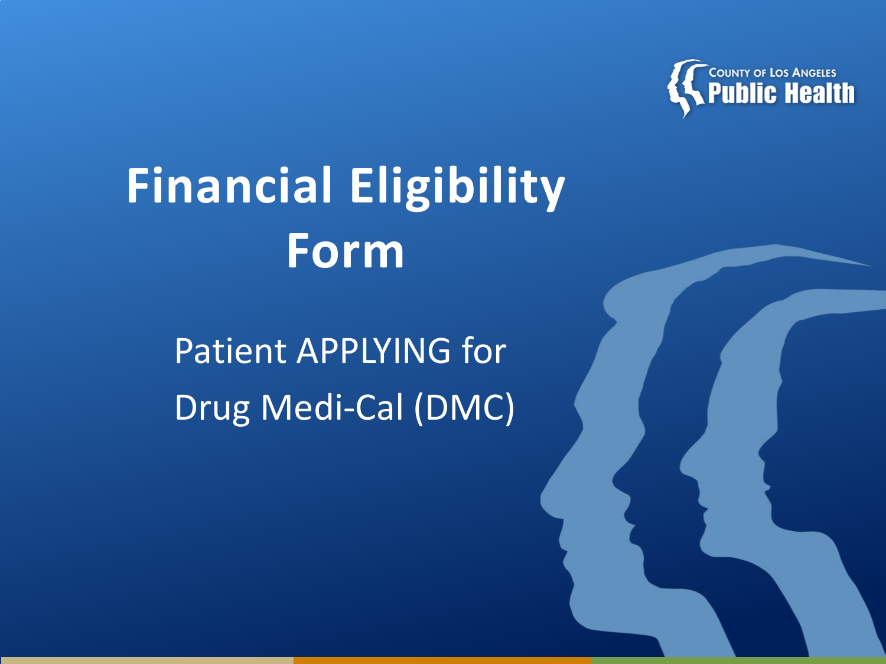# Financial Eligibility Form

Patient APPLYING for Drug Medi-Cal (DMC)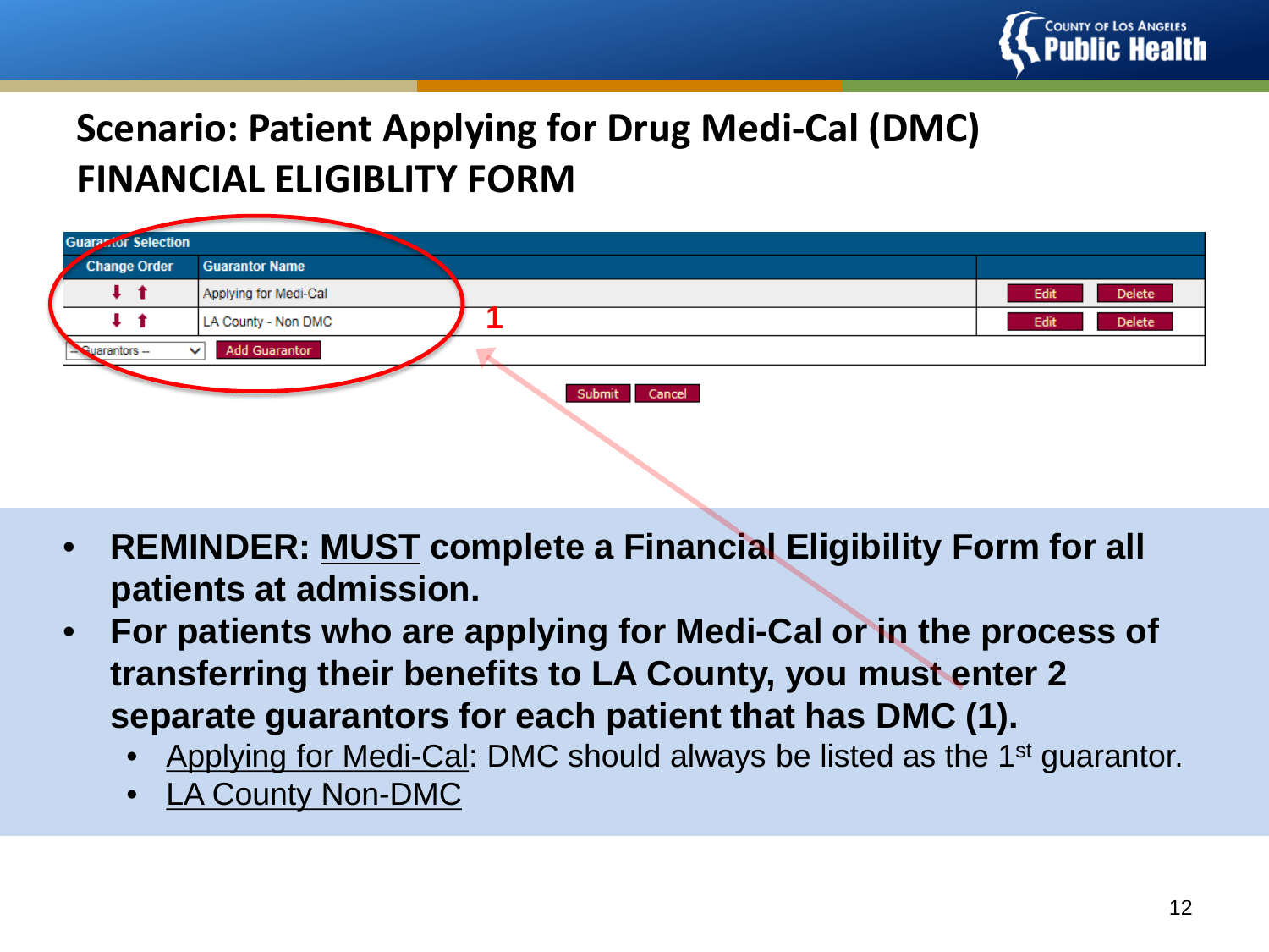# Scenario: Patient Applying for Drug Medi-Cal (DMC) FINANCIAL ELIGIBLITY FORM

| Change Order | Guarantor Name | | |
|---|---|---|---|
| ⬇ ⬆ | Applying for Medi-Cal | Edit | Delete |
| ⬇ ⬆ | LA County - Non DMC | Edit | Delete |

1

- **REMINDER: <u>MUST</u> complete a Financial Eligibility Form for all patients at admission.**
- **For patients who are applying for Medi-Cal or in the process of transferring their benefits to LA County, you must enter 2 separate guarantors for each patient that has DMC (1).**
  - <u>Applying for Medi-Cal</u>: DMC should always be listed as the 1st guarantor.
  - <u>LA County Non-DMC</u>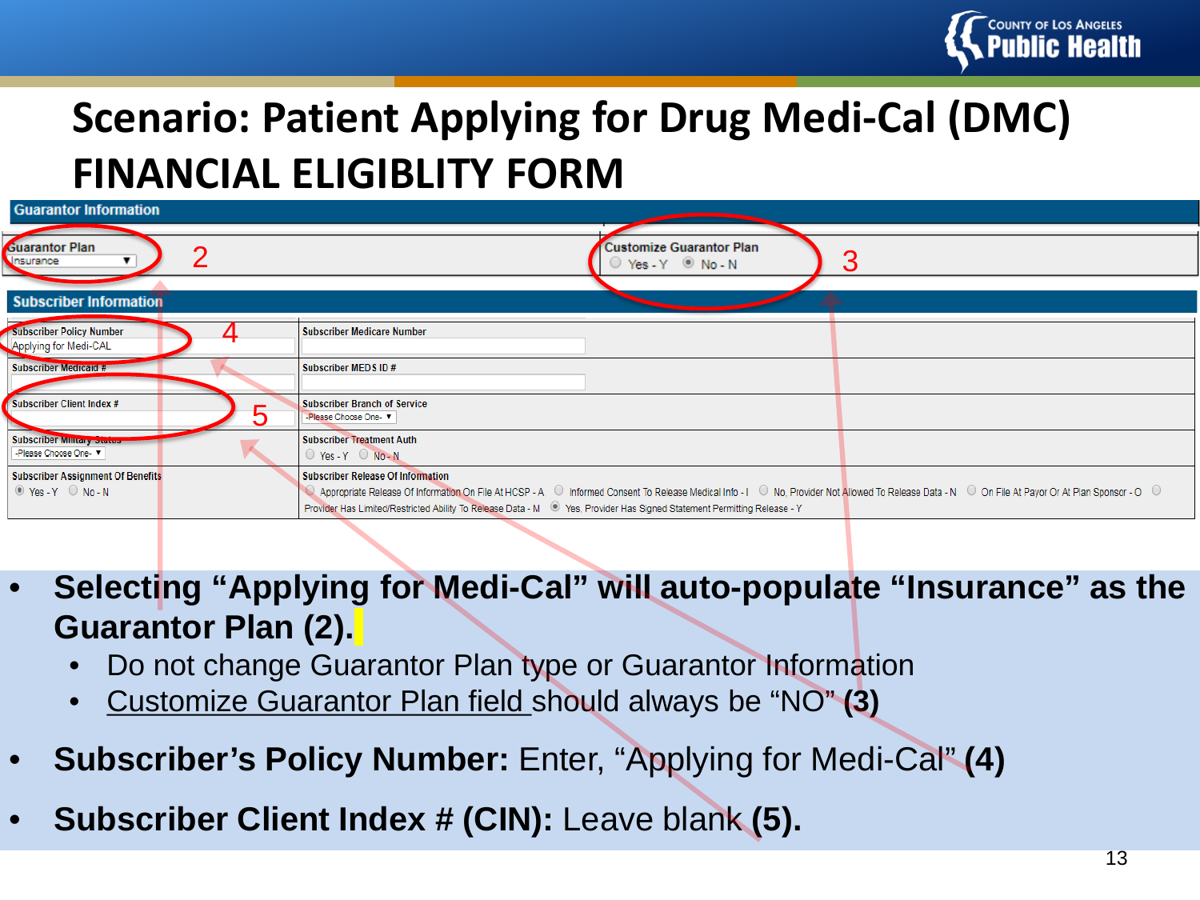# Scenario: Patient Applying for Drug Medi-Cal (DMC) FINANCIAL ELIGIBLITY FORM

**Guarantor Information**

| Guarantor Plan | Customize Guarantor Plan |
|---|---|
| Insurance | ○ Yes - Y ◉ No - N |

**Subscriber Information**

| | |
|---|---|
| Subscriber Policy Number: Applying for Medi-CAL | Subscriber Medicare Number |
| Subscriber Medicaid # | Subscriber MEDS ID # |
| Subscriber Client Index # | Subscriber Branch of Service: -Please Choose One- |
| Subscriber Military Status: -Please Choose One- | Subscriber Treatment Auth: ○ Yes - Y ○ No - N |
| Subscriber Assignment Of Benefits: ◉ Yes - Y ○ No - N | Subscriber Release Of Information: ○ Appropriate Release Of Information On File At HCSP - A ○ Informed Consent To Release Medical Info - I ○ No, Provider Not Allowed To Release Data - N ○ On File At Payor Or At Plan Sponsor - O ○ Provider Has Limited/Restricted Ability To Release Data - M ◉ Yes, Provider Has Signed Statement Permitting Release - Y |

- **Selecting "Applying for Medi-Cal" will auto-populate "Insurance" as the Guarantor Plan (2).**
  - Do not change Guarantor Plan type or Guarantor Information
  - Customize Guarantor Plan field should always be "NO" **(3)**
- **Subscriber's Policy Number:** Enter, "Applying for Medi-Cal" **(4)**
- **Subscriber Client Index # (CIN):** Leave blank **(5).**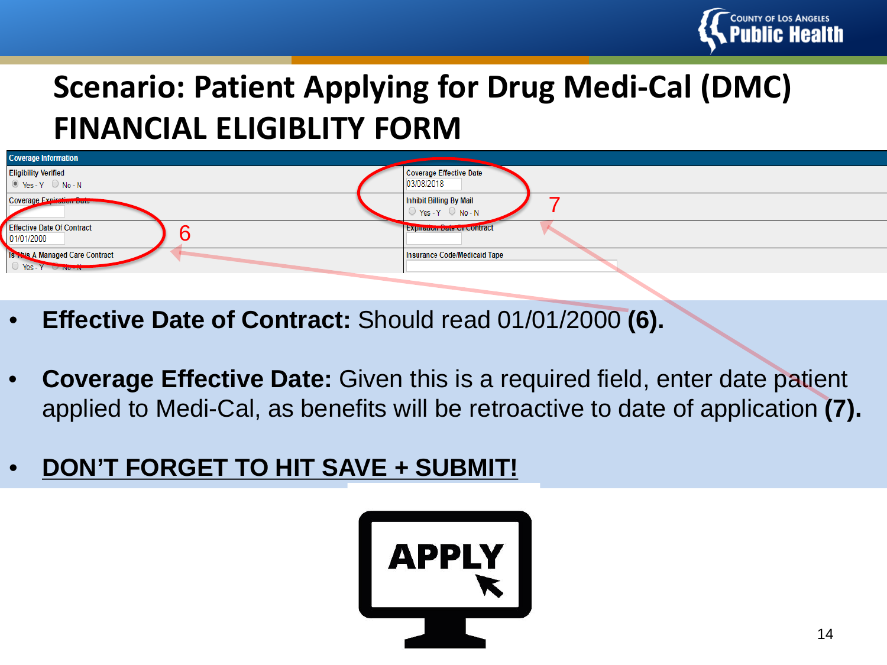# Scenario: Patient Applying for Drug Medi-Cal (DMC) FINANCIAL ELIGIBLITY FORM

| Coverage Information | |
|---|---|
| Eligibility Verified<br>Yes - Y  No - N | Coverage Effective Date<br>03/08/2018 |
| Coverage Expiration Date | Inhibit Billing By Mail<br>Yes - Y  No - N |
| Effective Date Of Contract<br>01/01/2000 | Expiration Date Of Contract |
| Is This A Managed Care Contract<br>Yes - Y  No - N | Insurance Code/Medicaid Tape |

- **Effective Date of Contract:** Should read 01/01/2000 **(6).**
- **Coverage Effective Date:** Given this is a required field, enter date patient applied to Medi-Cal, as benefits will be retroactive to date of application **(7).**
- **DON'T FORGET TO HIT SAVE + SUBMIT!**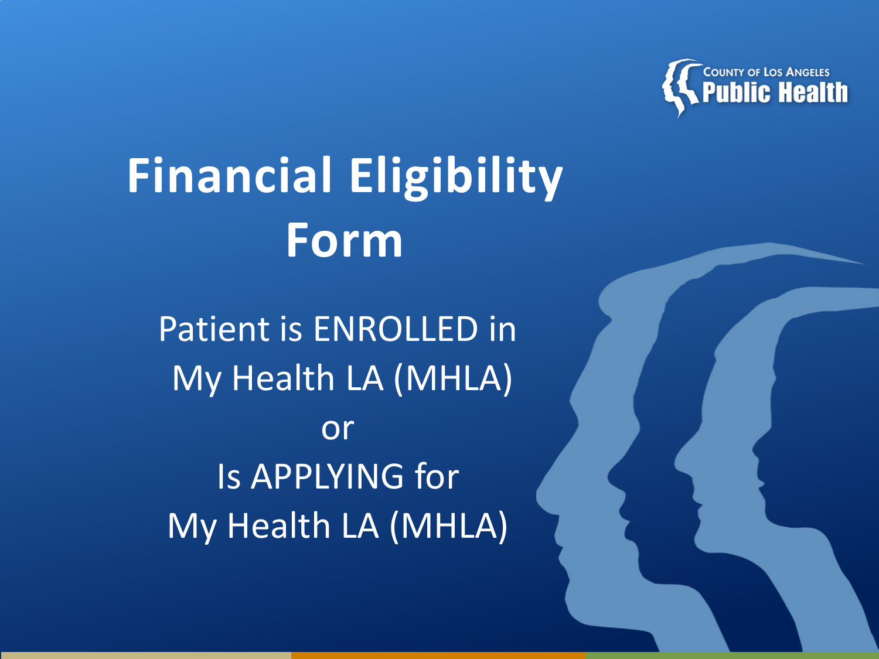# Financial Eligibility Form

Patient is ENROLLED in My Health LA (MHLA)

or

Is APPLYING for My Health LA (MHLA)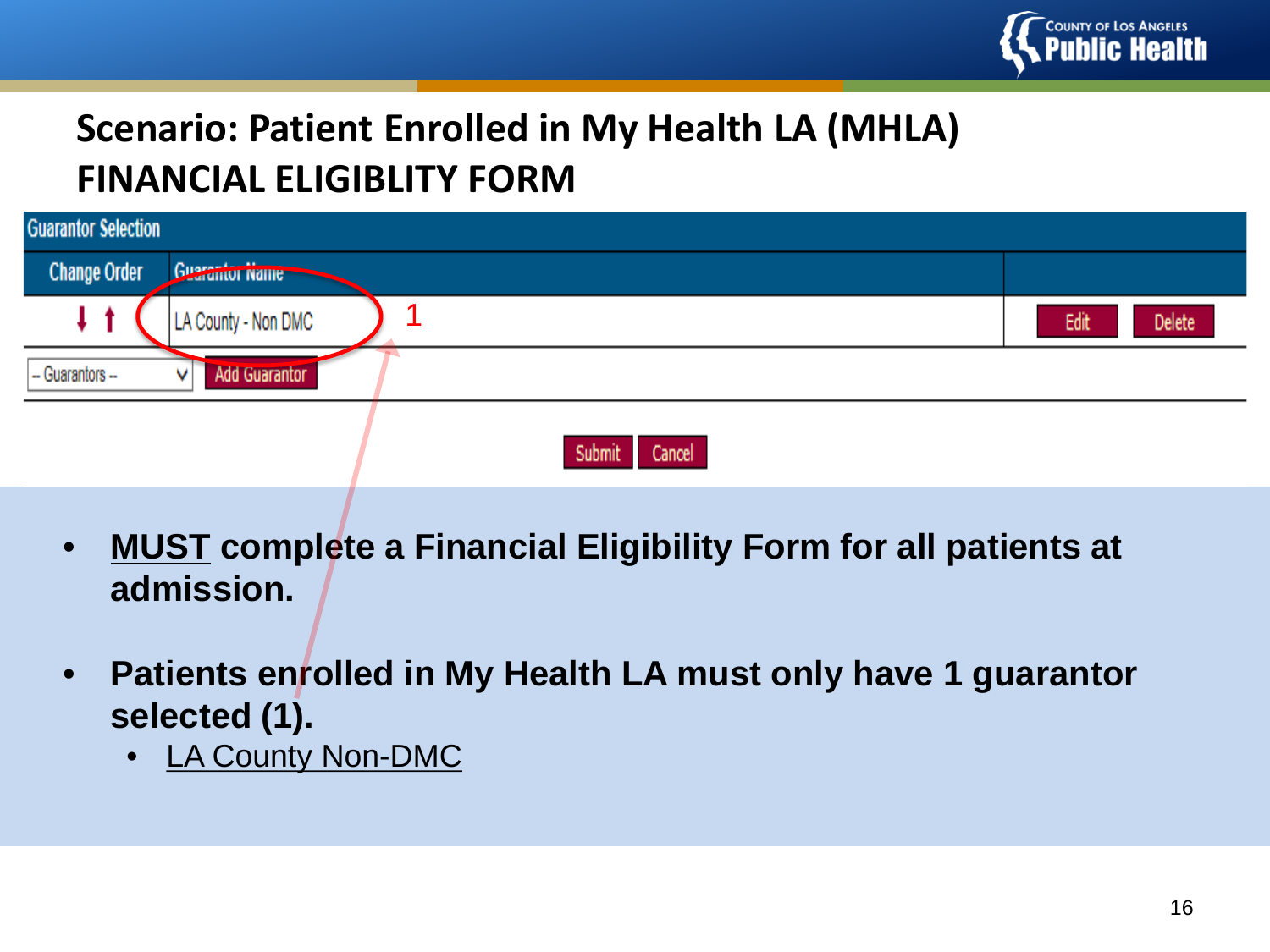# Scenario: Patient Enrolled in My Health LA (MHLA) FINANCIAL ELIGIBLITY FORM

**Guarantor Selection**

| Change Order | Guarantor Name | |
|---|---|---|
| ⬇ ⬆ | LA County - Non DMC | Edit  Delete |

-- Guarantors -- | Add Guarantor

Submit | Cancel

1

- **<u>MUST</u> complete a Financial Eligibility Form for all patients at admission.**
- **Patients enrolled in My Health LA must only have 1 guarantor selected (1).**
  - <u>LA County Non-DMC</u>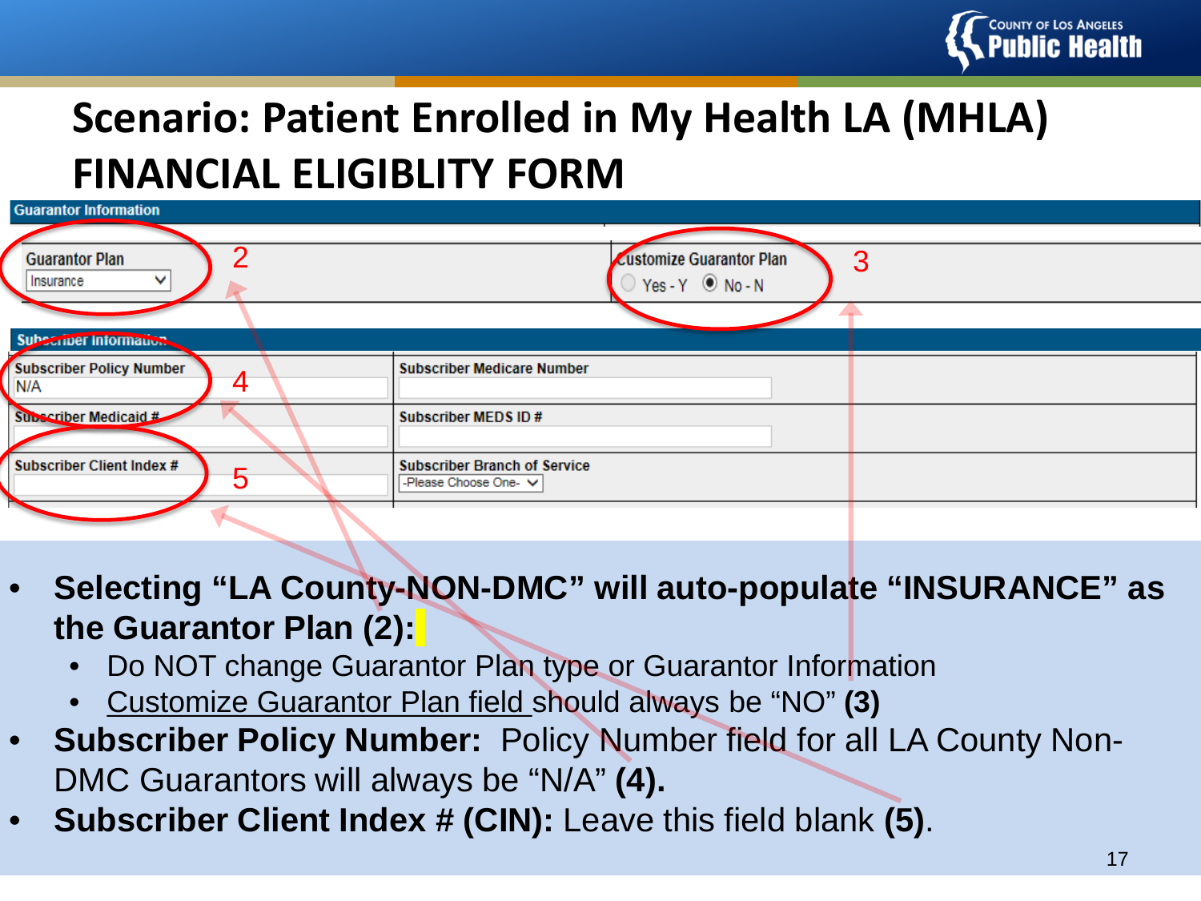# Scenario: Patient Enrolled in My Health LA (MHLA) FINANCIAL ELIGIBLITY FORM

**Guarantor Information**

| Guarantor Plan | Customize Guarantor Plan |
| --- | --- |
| Insurance | Yes - Y / No - N (selected) |

2 3

**Subscriber Information**

| | |
| --- | --- |
| Subscriber Policy Number: N/A | Subscriber Medicare Number |
| Subscriber Medicaid # | Subscriber MEDS ID # |
| Subscriber Client Index # | Subscriber Branch of Service: -Please Choose One- |

4 5

- **Selecting "LA County-NON-DMC" will auto-populate "INSURANCE" as the Guarantor Plan (2):**
  - Do NOT change Guarantor Plan type or Guarantor Information
  - Customize Guarantor Plan field should always be "NO" **(3)**
- **Subscriber Policy Number:** Policy Number field for all LA County Non-DMC Guarantors will always be "N/A" **(4).**
- **Subscriber Client Index # (CIN):** Leave this field blank **(5)**.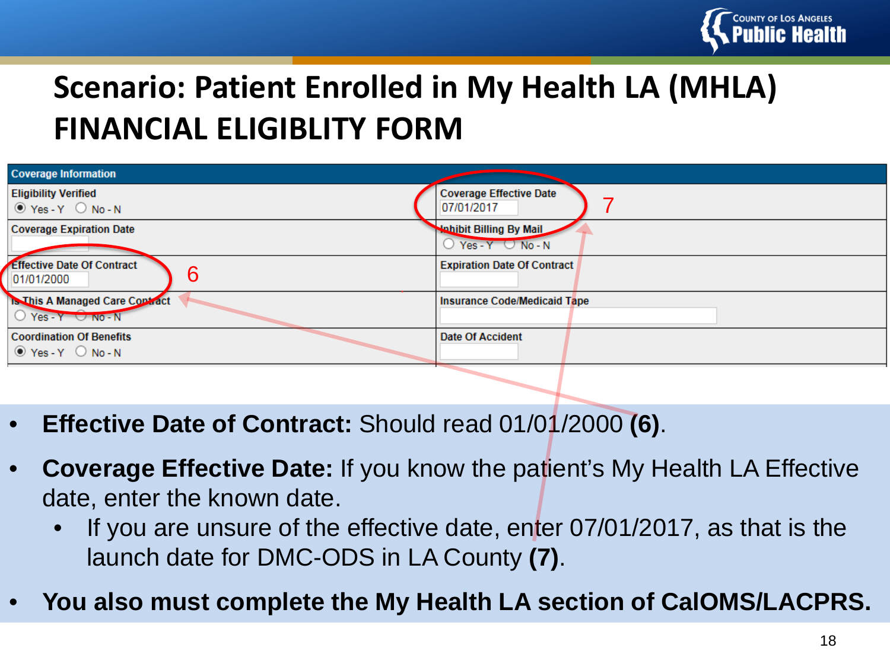# Scenario: Patient Enrolled in My Health LA (MHLA) FINANCIAL ELIGIBLITY FORM

| Coverage Information | |
|---|---|
| Eligibility Verified<br>◉ Yes - Y ○ No - N | Coverage Effective Date<br>07/01/2017 **(7)** |
| Coverage Expiration Date | Inhibit Billing By Mail<br>○ Yes - Y ○ No - N |
| Effective Date Of Contract<br>01/01/2000 **(6)** | Expiration Date Of Contract |
| Is This A Managed Care Contract<br>○ Yes - Y ○ No - N | Insurance Code/Medicaid Tape |
| Coordination Of Benefits<br>◉ Yes - Y ○ No - N | Date Of Accident |

- **Effective Date of Contract:** Should read 01/01/2000 **(6)**.
- **Coverage Effective Date:** If you know the patient's My Health LA Effective date, enter the known date.
  - If you are unsure of the effective date, enter 07/01/2017, as that is the launch date for DMC-ODS in LA County **(7)**.
- **You also must complete the My Health LA section of CalOMS/LACPRS.**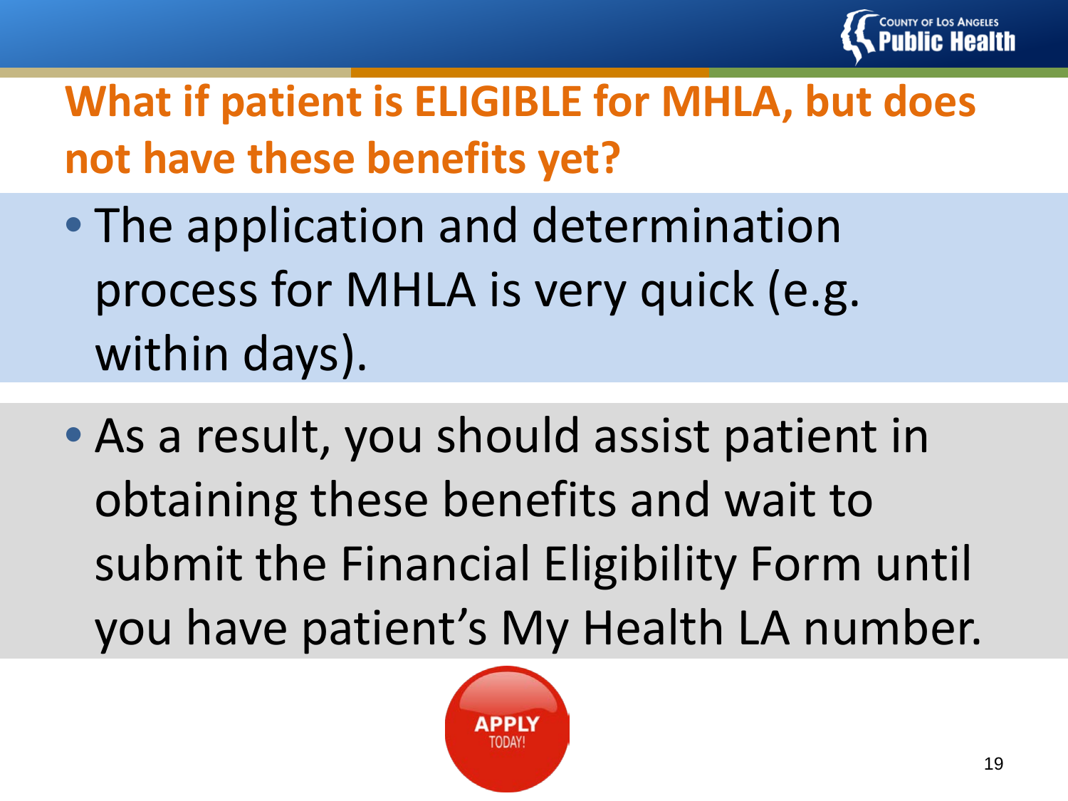## What if patient is ELIGIBLE for MHLA, but does not have these benefits yet?

- The application and determination process for MHLA is very quick (e.g. within days).
- As a result, you should assist patient in obtaining these benefits and wait to submit the Financial Eligibility Form until you have patient's My Health LA number.

APPLY TODAY!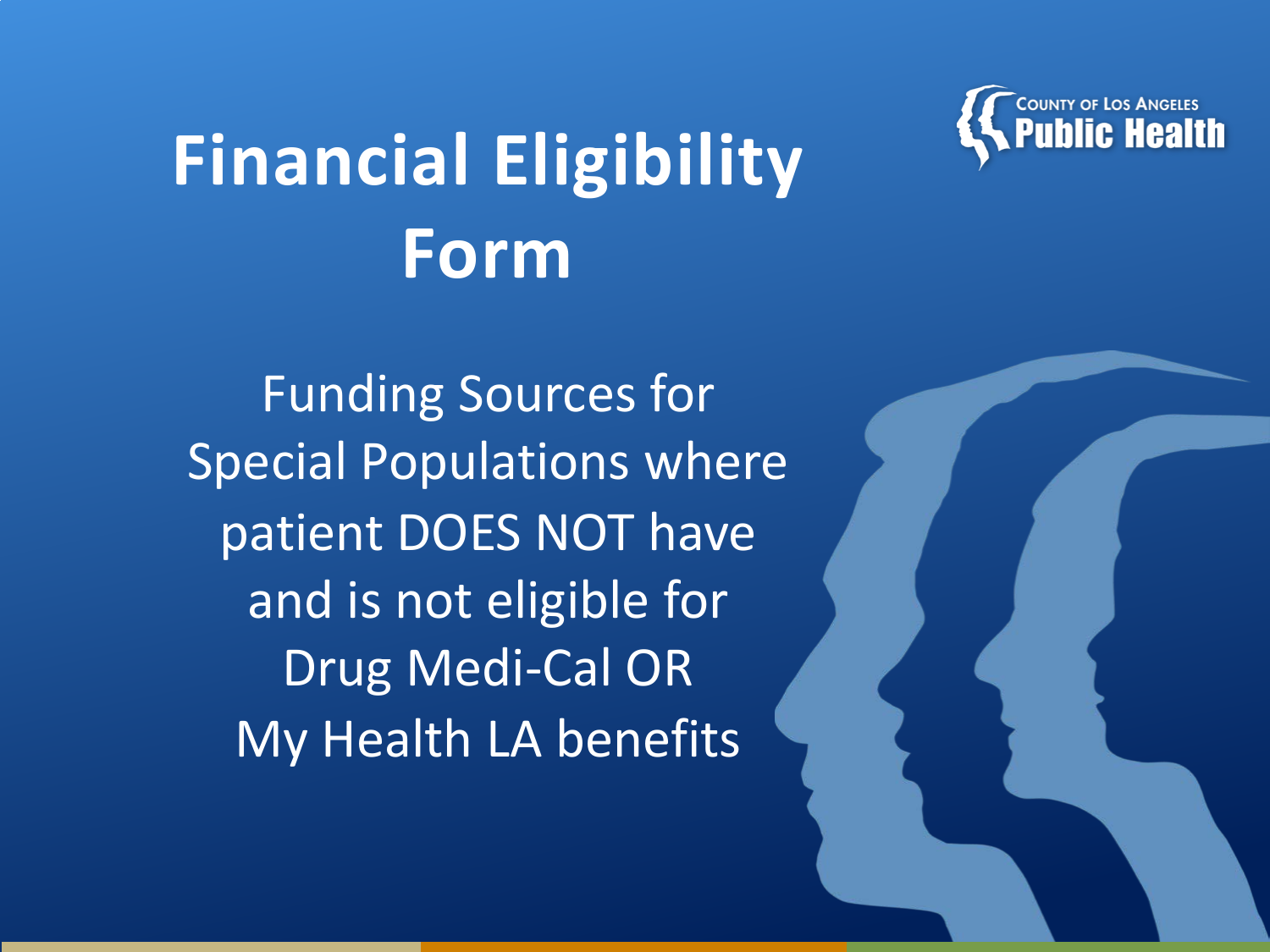# Financial Eligibility Form

Funding Sources for Special Populations where patient DOES NOT have and is not eligible for Drug Medi-Cal OR My Health LA benefits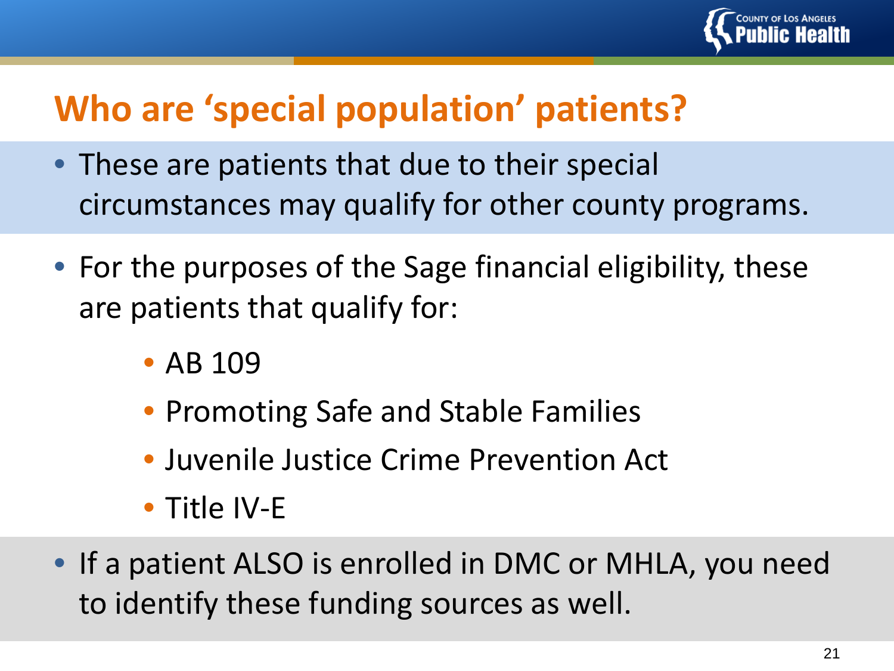# Who are 'special population' patients?

- These are patients that due to their special circumstances may qualify for other county programs.
- For the purposes of the Sage financial eligibility, these are patients that qualify for:
  - AB 109
  - Promoting Safe and Stable Families
  - Juvenile Justice Crime Prevention Act
  - Title IV-E
- If a patient ALSO is enrolled in DMC or MHLA, you need to identify these funding sources as well.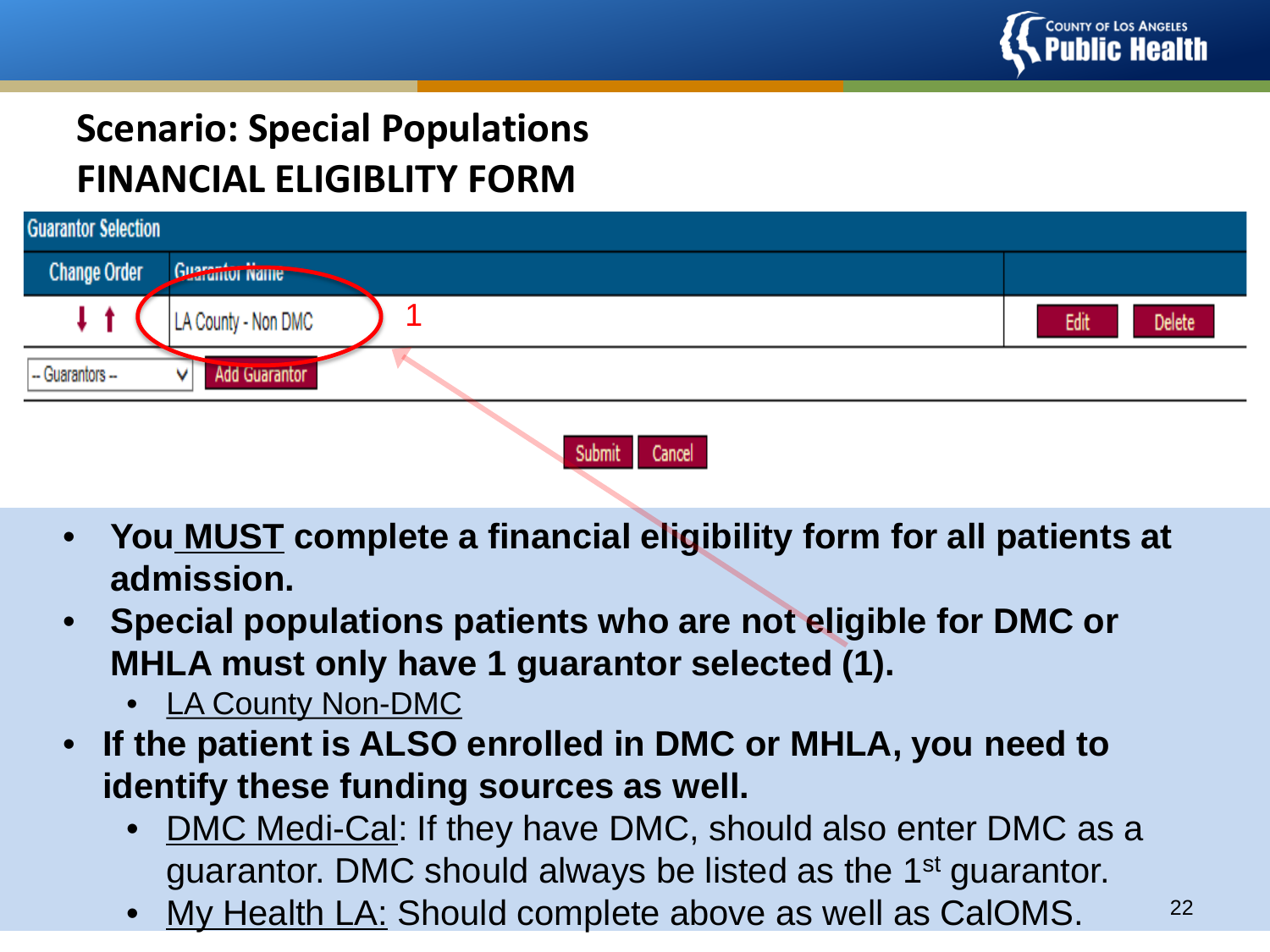# Scenario: Special Populations
## FINANCIAL ELIGIBLITY FORM

| Guarantor Selection | | |
|---|---|---|
| Change Order | Guarantor Name | |
| ⬇ ⬆ | LA County - Non DMC | Edit Delete |

-- Guarantors -- Add Guarantor

Submit Cancel

1

- **You MUST complete a financial eligibility form for all patients at admission.**
- **Special populations patients who are not eligible for DMC or MHLA must only have 1 guarantor selected (1).**
  - LA County Non-DMC
- **If the patient is ALSO enrolled in DMC or MHLA, you need to identify these funding sources as well.**
  - DMC Medi-Cal: If they have DMC, should also enter DMC as a guarantor. DMC should always be listed as the 1st guarantor.
  - My Health LA: Should complete above as well as CalOMS.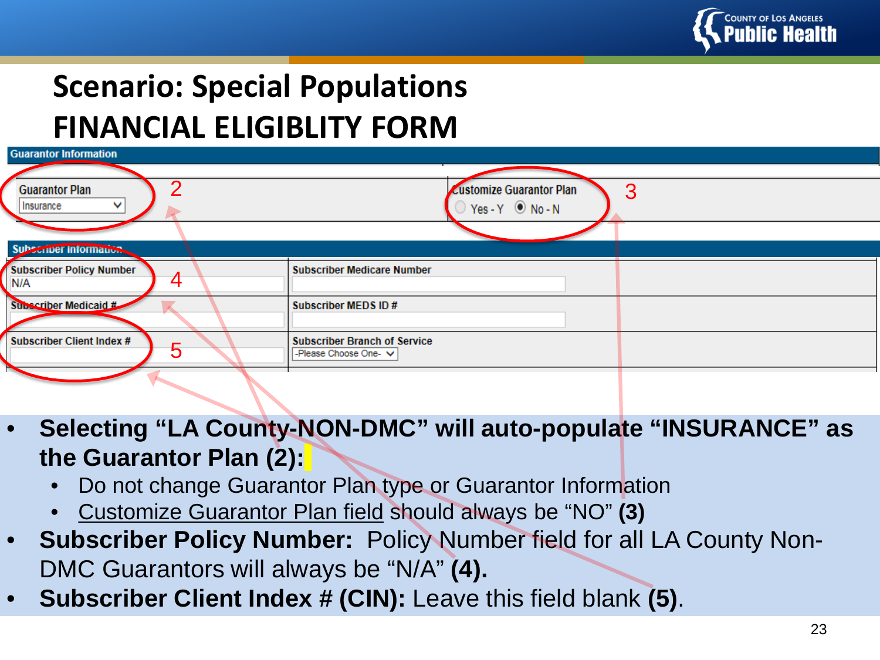# Scenario: Special Populations FINANCIAL ELIGIBLITY FORM

| Guarantor Information | |
|---|---|
| Guarantor Plan: Insurance (2) | Customize Guarantor Plan: Yes - Y / No - N (3) |

| Subscriber Information | |
|---|---|
| Subscriber Policy Number: N/A (4) | Subscriber Medicare Number |
| Subscriber Medicaid # | Subscriber MEDS ID # |
| Subscriber Client Index # (5) | Subscriber Branch of Service: -Please Choose One- |

- **Selecting "LA County-NON-DMC" will auto-populate "INSURANCE" as the Guarantor Plan (2):**
  - Do not change Guarantor Plan type or Guarantor Information
  - Customize Guarantor Plan field should always be "NO" **(3)**
- **Subscriber Policy Number:** Policy Number field for all LA County Non-DMC Guarantors will always be "N/A" **(4).**
- **Subscriber Client Index # (CIN):** Leave this field blank **(5)**.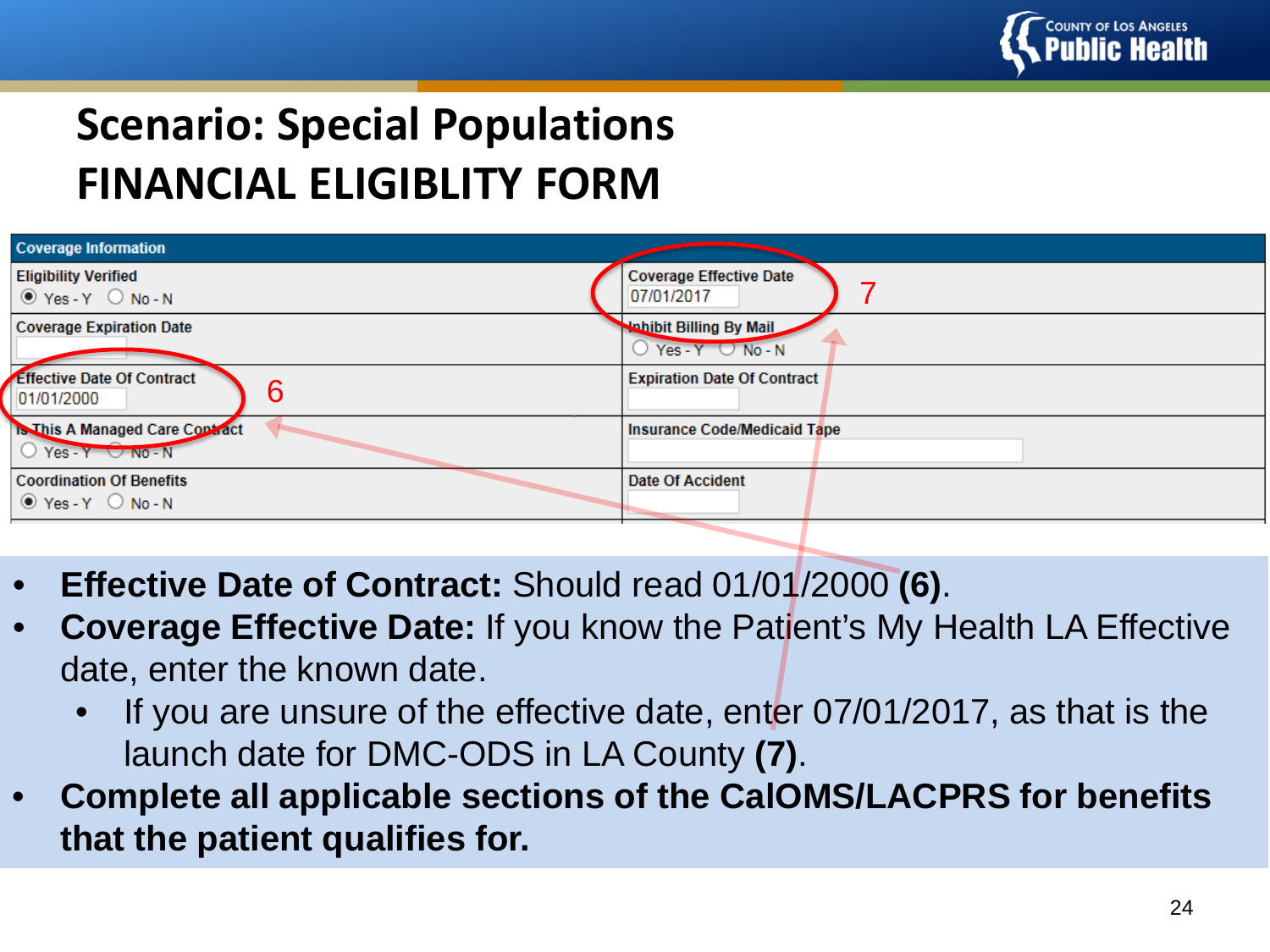# Scenario: Special Populations

# FINANCIAL ELIGIBLITY FORM

| Coverage Information | |
|---|---|
| Eligibility Verified<br>◉ Yes - Y ○ No - N | Coverage Effective Date<br>07/01/2017 (7) |
| Coverage Expiration Date | Inhibit Billing By Mail<br>○ Yes - Y ○ No - N |
| Effective Date Of Contract<br>01/01/2000 (6) | Expiration Date Of Contract |
| Is This A Managed Care Contract<br>○ Yes - Y ○ No - N | Insurance Code/Medicaid Tape |
| Coordination Of Benefits<br>◉ Yes - Y ○ No - N | Date Of Accident |

- **Effective Date of Contract:** Should read 01/01/2000 **(6)**.
- **Coverage Effective Date:** If you know the Patient's My Health LA Effective date, enter the known date.
  - If you are unsure of the effective date, enter 07/01/2017, as that is the launch date for DMC-ODS in LA County **(7)**.
- **Complete all applicable sections of the CalOMS/LACPRS for benefits that the patient qualifies for.**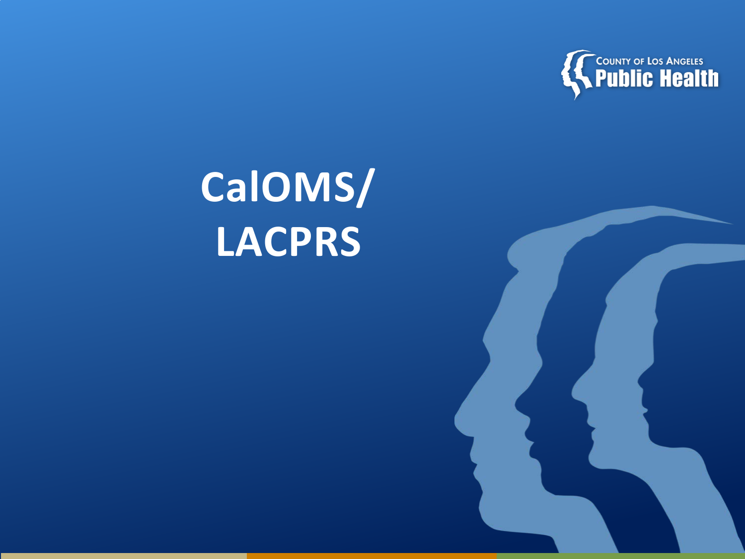# CalOMS/ LACPRS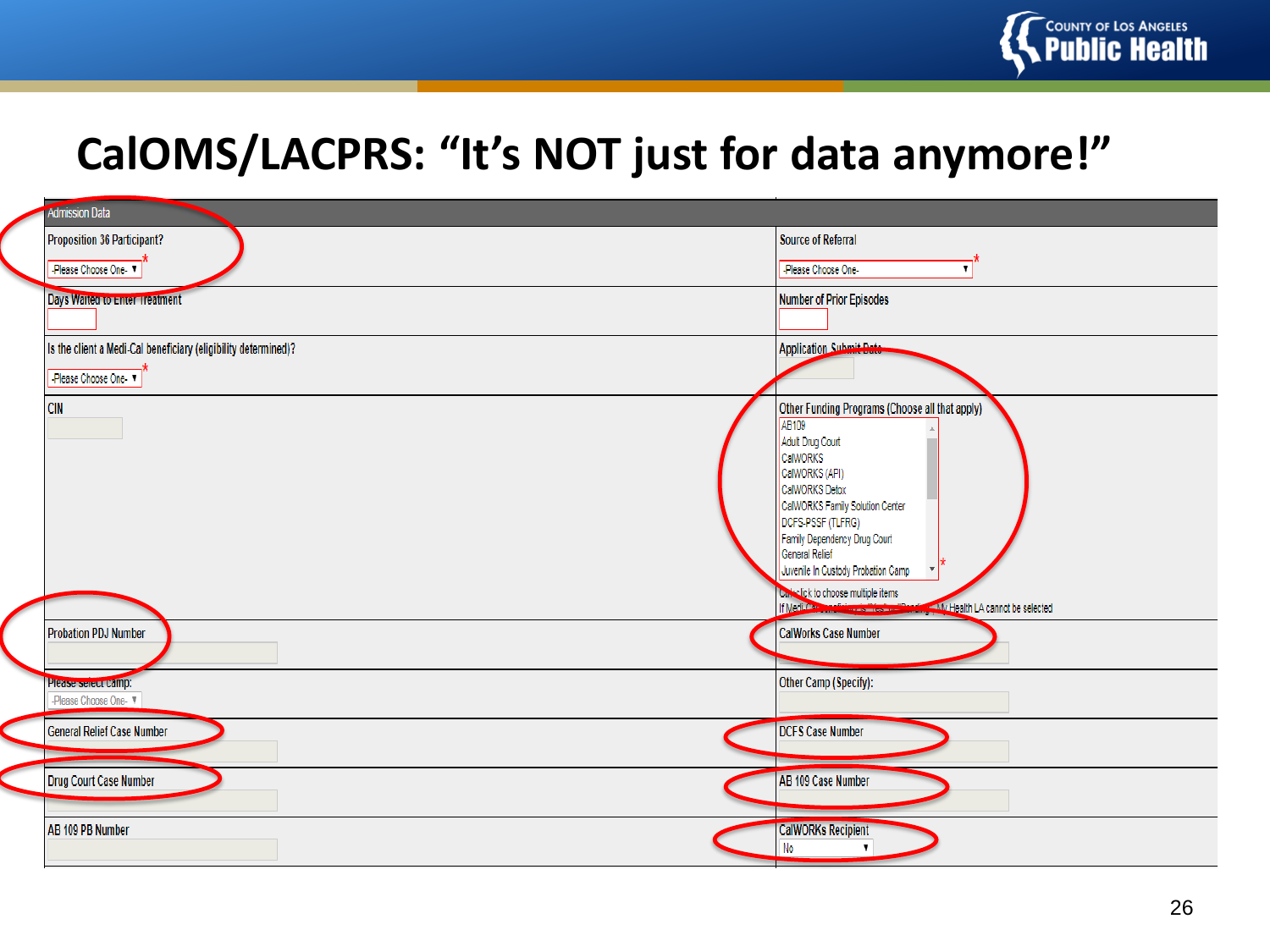# CalOMS/LACPRS: "It's NOT just for data anymore!"

| Admission Data | |
|---|---|
| Proposition 36 Participant? -Please Choose One- * | Source of Referral -Please Choose One- * |
| Days Waited to Enter Treatment | Number of Prior Episodes |
| Is the client a Medi-Cal beneficiary (eligibility determined)? -Please Choose One- * | Application Submit Date |
| CIN | Other Funding Programs (Choose all that apply) AB109, Adult Drug Court, CalWORKS, CalWORKS (API), CalWORKS Detox, CalWORKS Family Solution Center, DCFS-PSSF (TLFRG), Family Dependency Drug Court, General Relief, Juvenile In Custody Probation Camp * Ctrl-click to choose multiple items. If Medi-Cal ... My Health LA cannot be selected |
| Probation PDJ Number | CalWorks Case Number |
| Please select camp: -Please Choose One- | Other Camp (Specify): |
| General Relief Case Number | DCFS Case Number |
| Drug Court Case Number | AB 109 Case Number |
| AB 109 PB Number | CalWORKs Recipient No |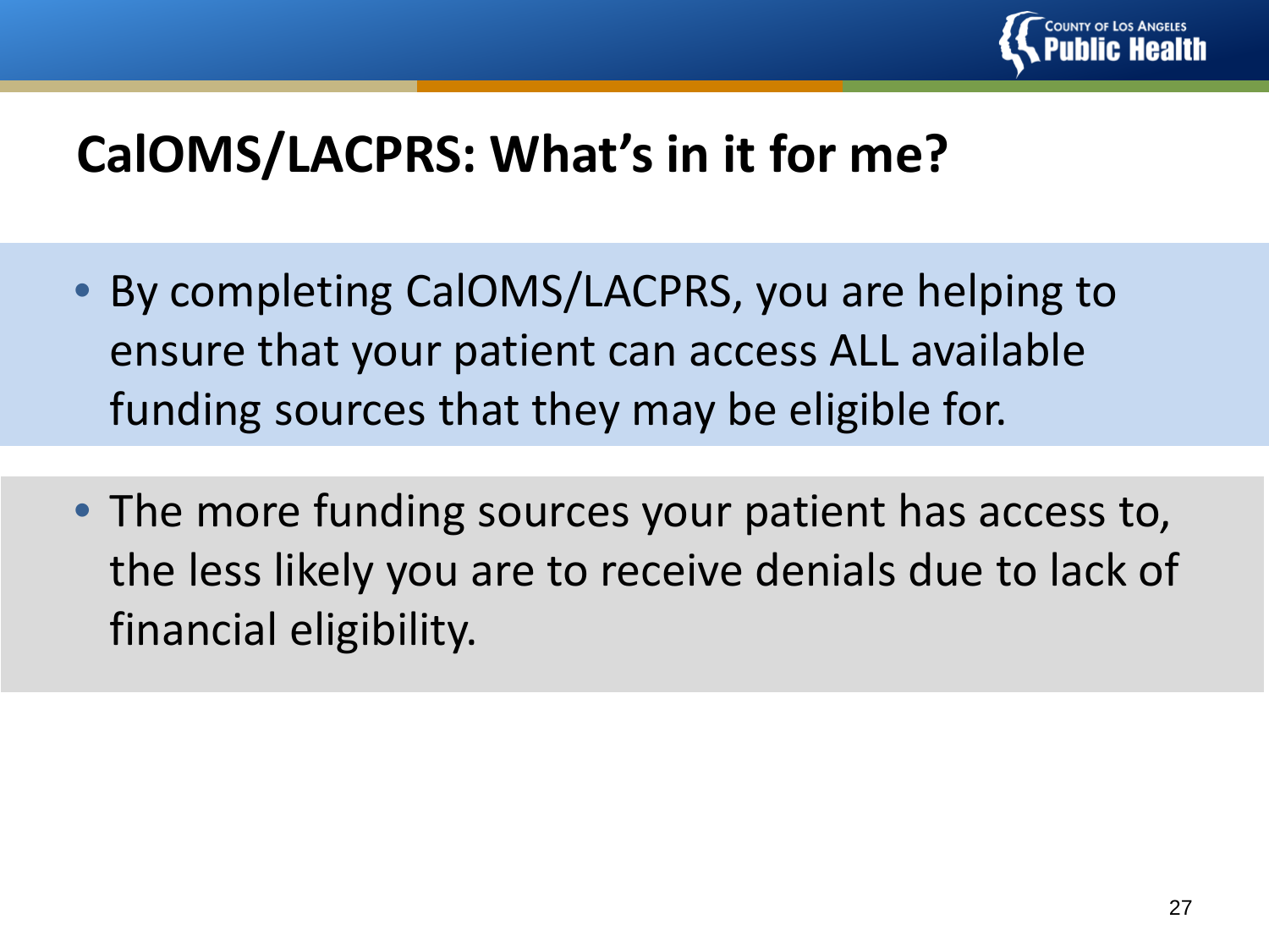# CalOMS/LACPRS: What's in it for me?

- By completing CalOMS/LACPRS, you are helping to ensure that your patient can access ALL available funding sources that they may be eligible for.
- The more funding sources your patient has access to, the less likely you are to receive denials due to lack of financial eligibility.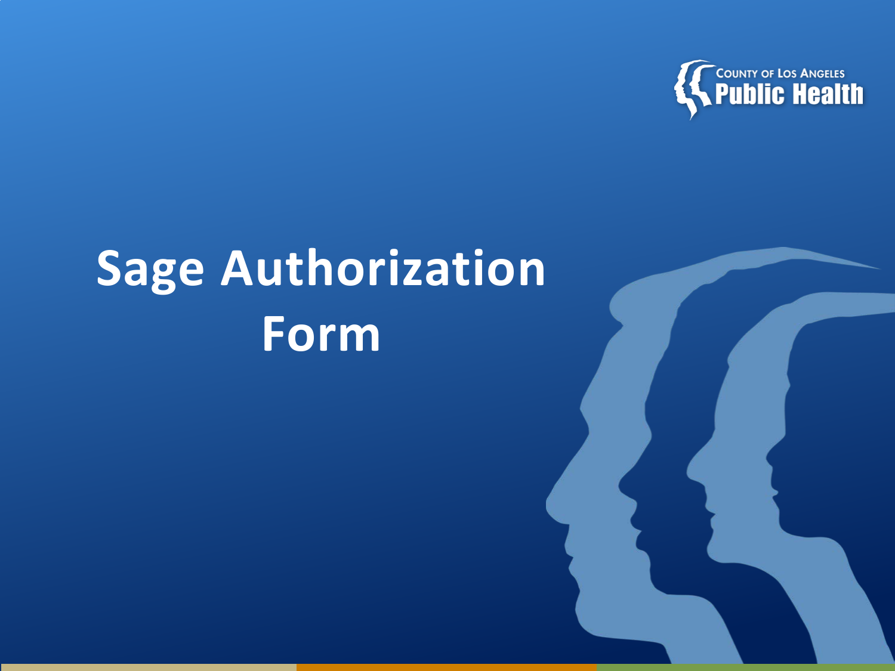COUNTY OF LOS ANGELES Public Health

# Sage Authorization Form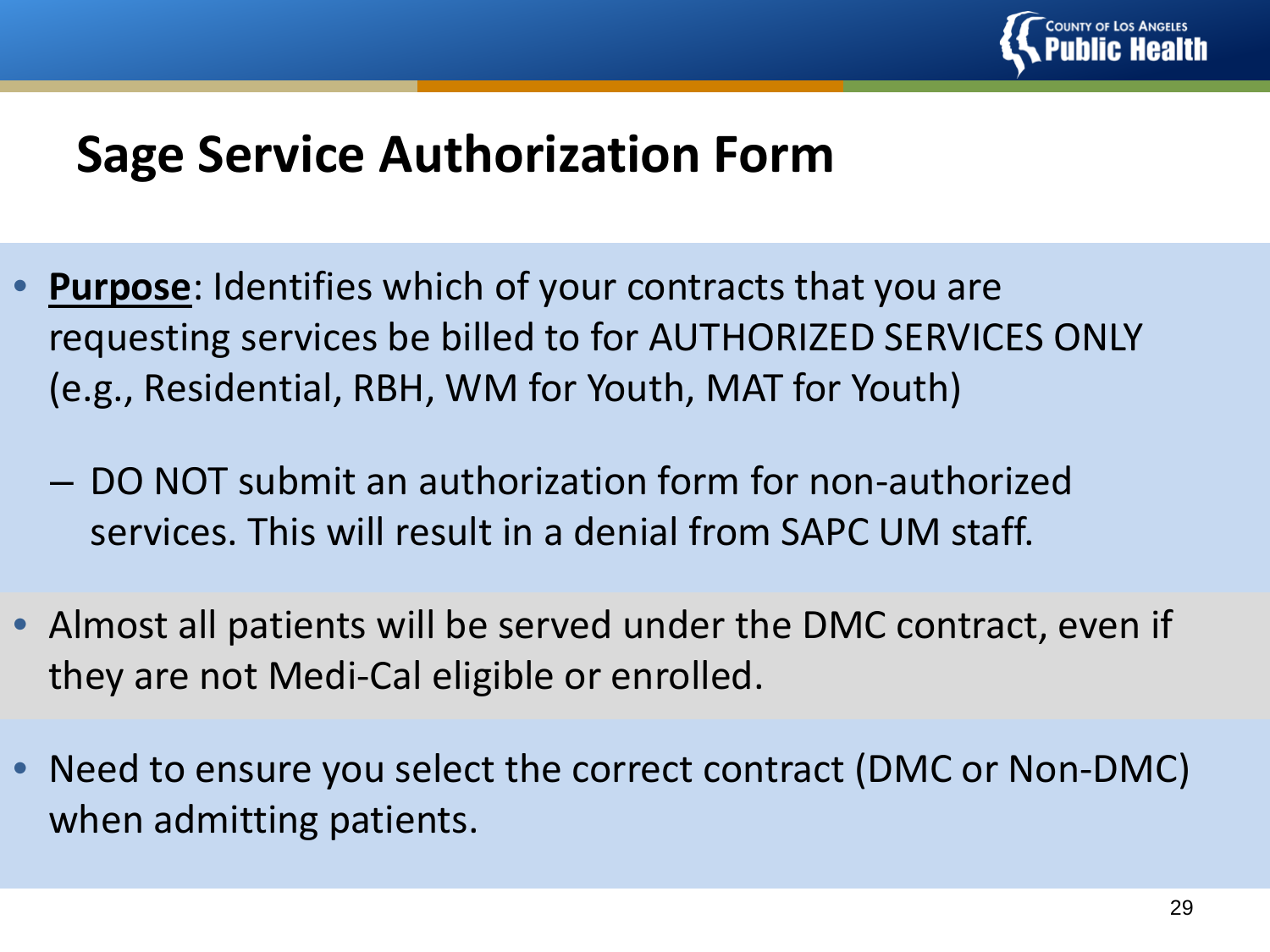# Sage Service Authorization Form

- **Purpose**: Identifies which of your contracts that you are requesting services be billed to for AUTHORIZED SERVICES ONLY (e.g., Residential, RBH, WM for Youth, MAT for Youth)
  - DO NOT submit an authorization form for non-authorized services. This will result in a denial from SAPC UM staff.
- Almost all patients will be served under the DMC contract, even if they are not Medi-Cal eligible or enrolled.
- Need to ensure you select the correct contract (DMC or Non-DMC) when admitting patients.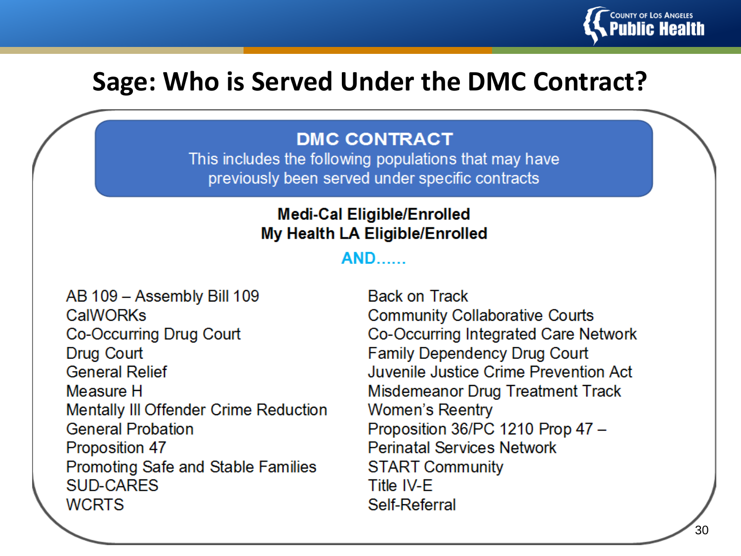# Sage: Who is Served Under the DMC Contract?

## DMC CONTRACT

This includes the following populations that may have previously been served under specific contracts

**Medi-Cal Eligible/Enrolled**
**My Health LA Eligible/Enrolled**

**AND……**

- AB 109 – Assembly Bill 109
- CalWORKs
- Co-Occurring Drug Court
- Drug Court
- General Relief
- Measure H
- Mentally Ill Offender Crime Reduction
- General Probation
- Proposition 47
- Promoting Safe and Stable Families
- SUD-CARES
- WCRTS
- Back on Track
- Community Collaborative Courts
- Co-Occurring Integrated Care Network
- Family Dependency Drug Court
- Juvenile Justice Crime Prevention Act
- Misdemeanor Drug Treatment Track
- Women's Reentry
- Proposition 36/PC 1210 Prop 47 –
- Perinatal Services Network
- START Community
- Title IV-E
- Self-Referral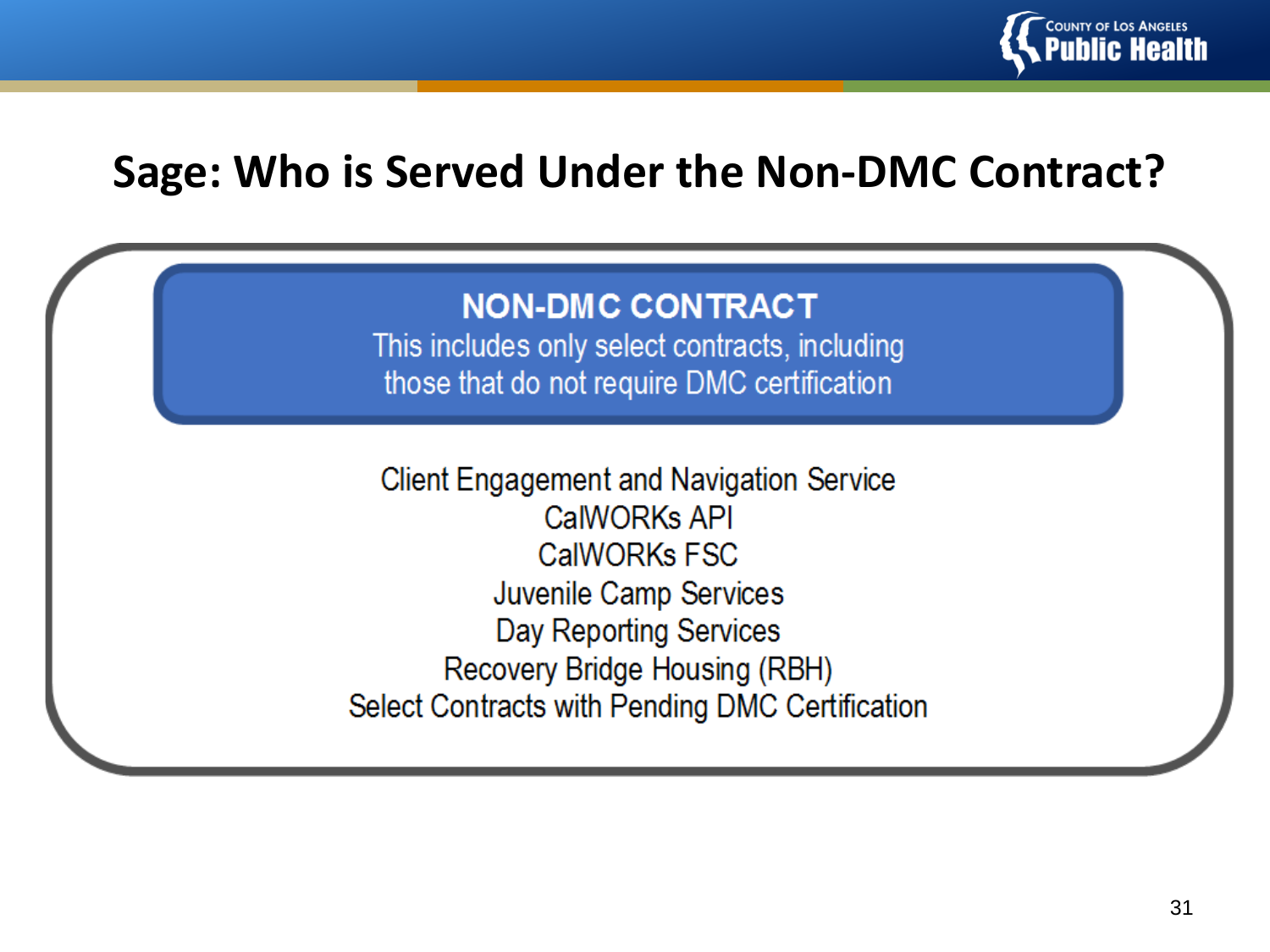# Sage: Who is Served Under the Non-DMC Contract?

**NON-DMC CONTRACT**

This includes only select contracts, including those that do not require DMC certification

- Client Engagement and Navigation Service
- CalWORKs API
- CalWORKs FSC
- Juvenile Camp Services
- Day Reporting Services
- Recovery Bridge Housing (RBH)
- Select Contracts with Pending DMC Certification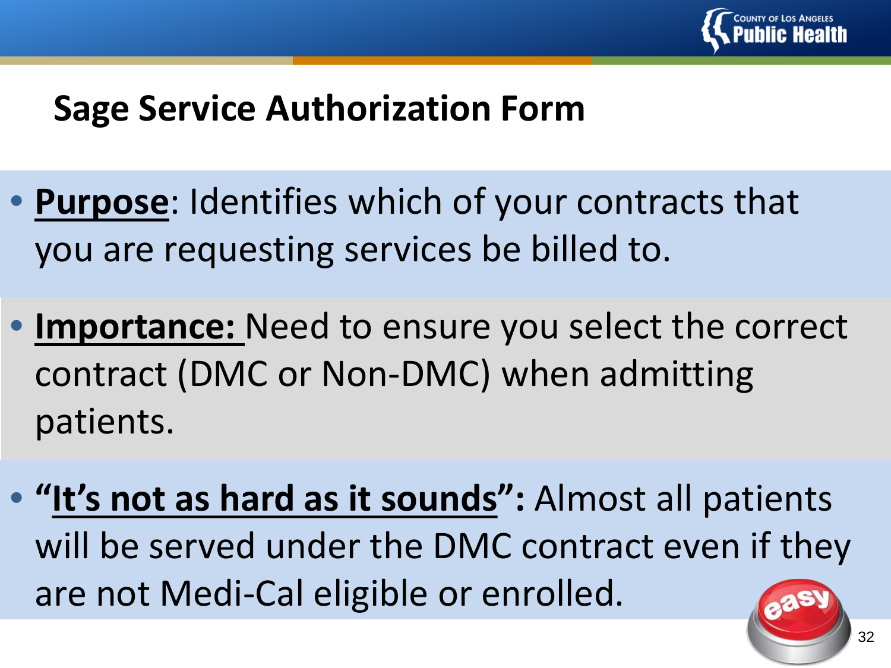# Sage Service Authorization Form

- **Purpose**: Identifies which of your contracts that you are requesting services be billed to.
- **Importance:** Need to ensure you select the correct contract (DMC or Non-DMC) when admitting patients.
- **"It's not as hard as it sounds":** Almost all patients will be served under the DMC contract even if they are not Medi-Cal eligible or enrolled.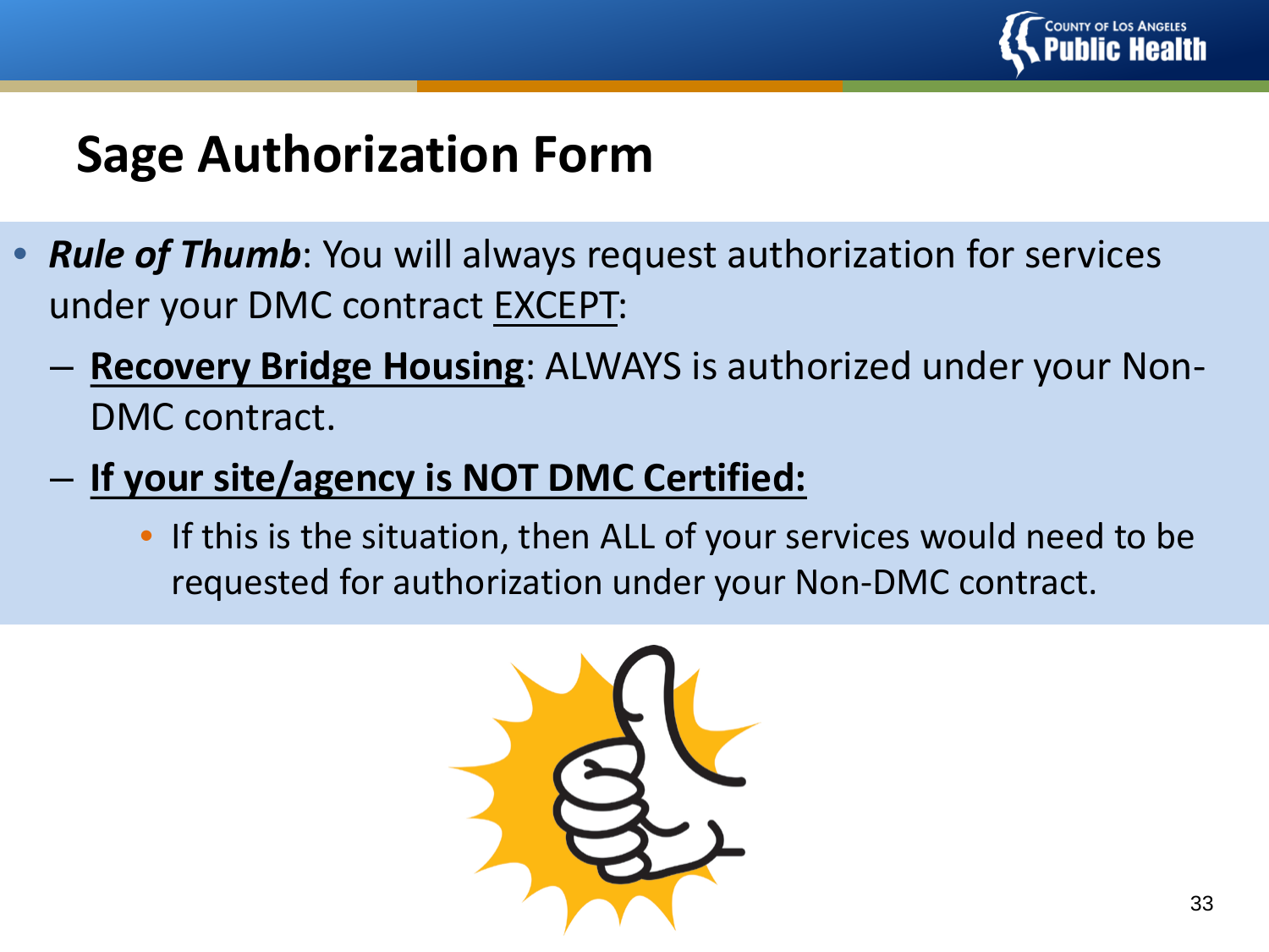# Sage Authorization Form

- ***Rule of Thumb***: You will always request authorization for services under your DMC contract EXCEPT:
  - **Recovery Bridge Housing**: ALWAYS is authorized under your Non-DMC contract.
  - **If your site/agency is NOT DMC Certified:**
    - If this is the situation, then ALL of your services would need to be requested for authorization under your Non-DMC contract.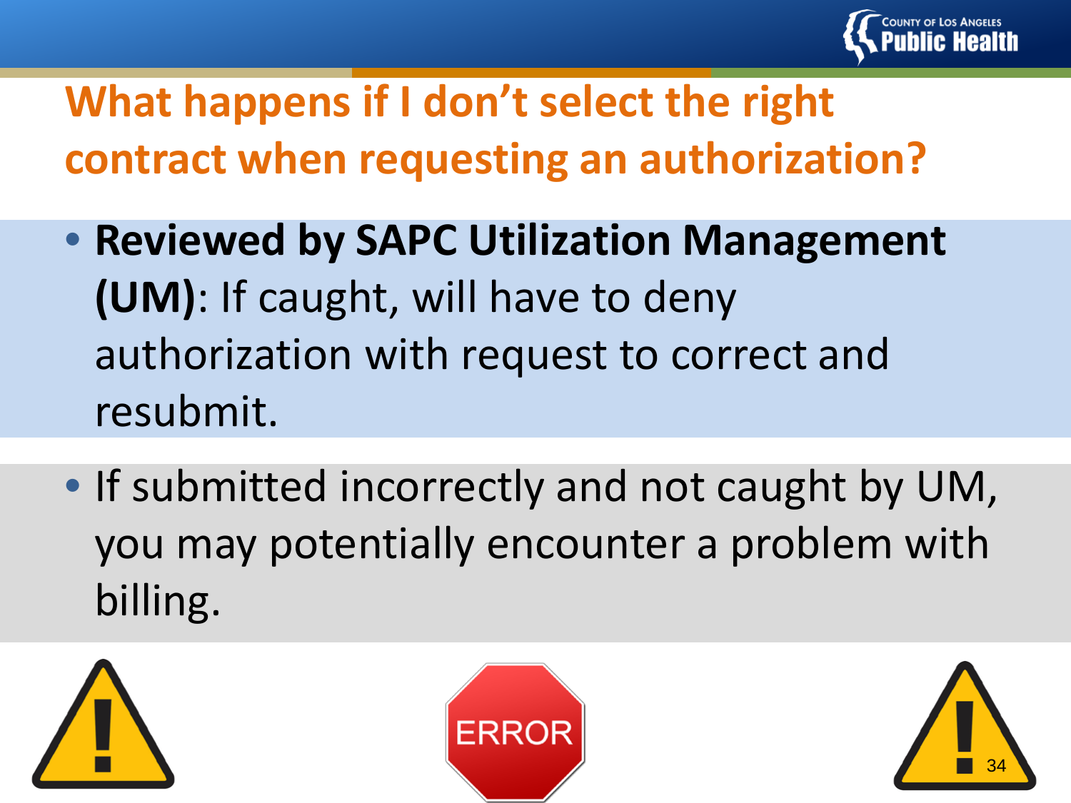# What happens if I don't select the right contract when requesting an authorization?

- **Reviewed by SAPC Utilization Management (UM)**: If caught, will have to deny authorization with request to correct and resubmit.

- If submitted incorrectly and not caught by UM, you may potentially encounter a problem with billing.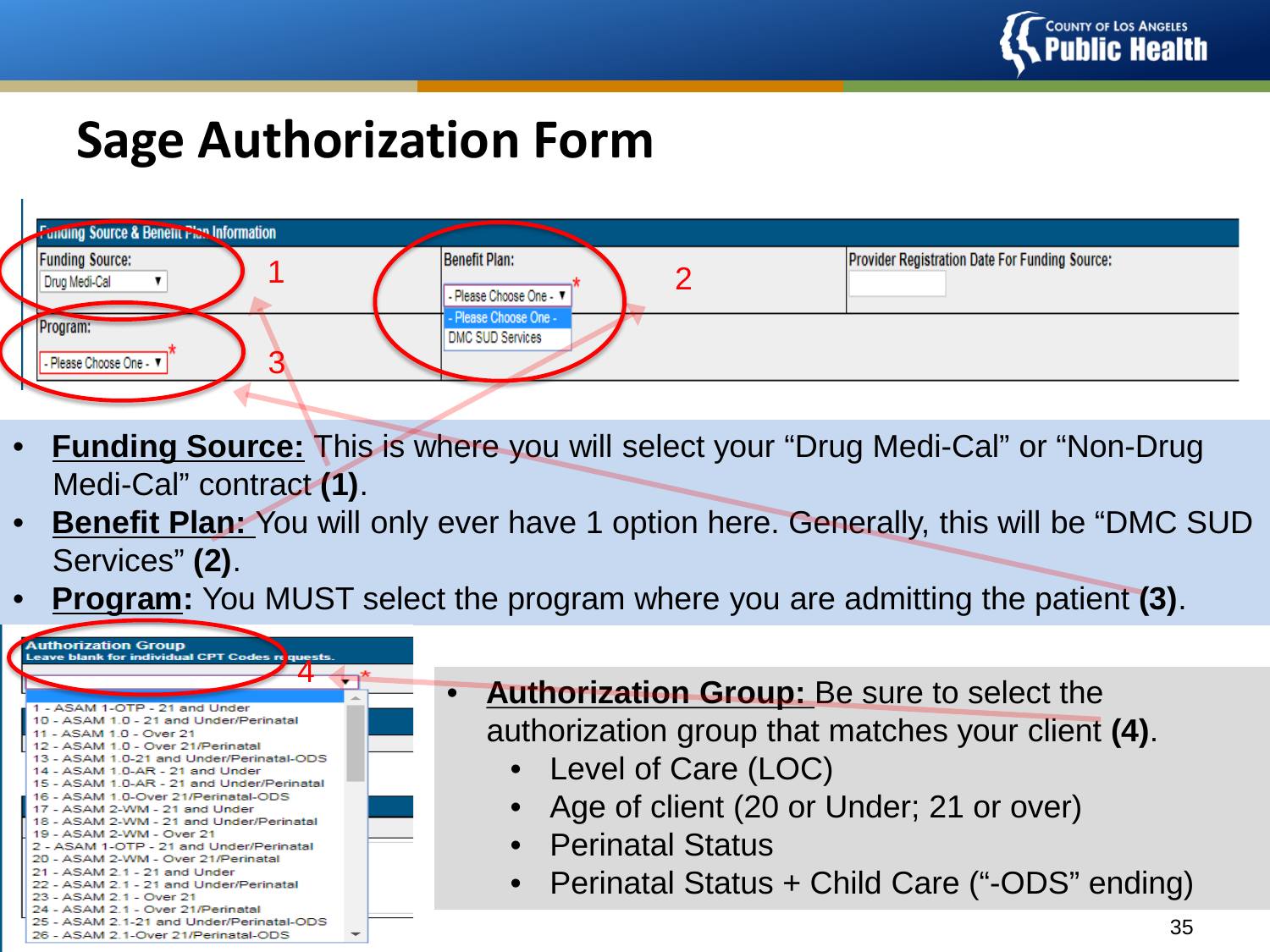# Sage Authorization Form

- **Funding Source:** This is where you will select your "Drug Medi-Cal" or "Non-Drug Medi-Cal" contract **(1)**.
- **Benefit Plan:** You will only ever have 1 option here. Generally, this will be "DMC SUD Services" **(2)**.
- **Program:** You MUST select the program where you are admitting the patient **(3)**.

- **Authorization Group:** Be sure to select the authorization group that matches your client **(4)**.
  - Level of Care (LOC)
  - Age of client (20 or Under; 21 or over)
  - Perinatal Status
  - Perinatal Status + Child Care ("-ODS" ending)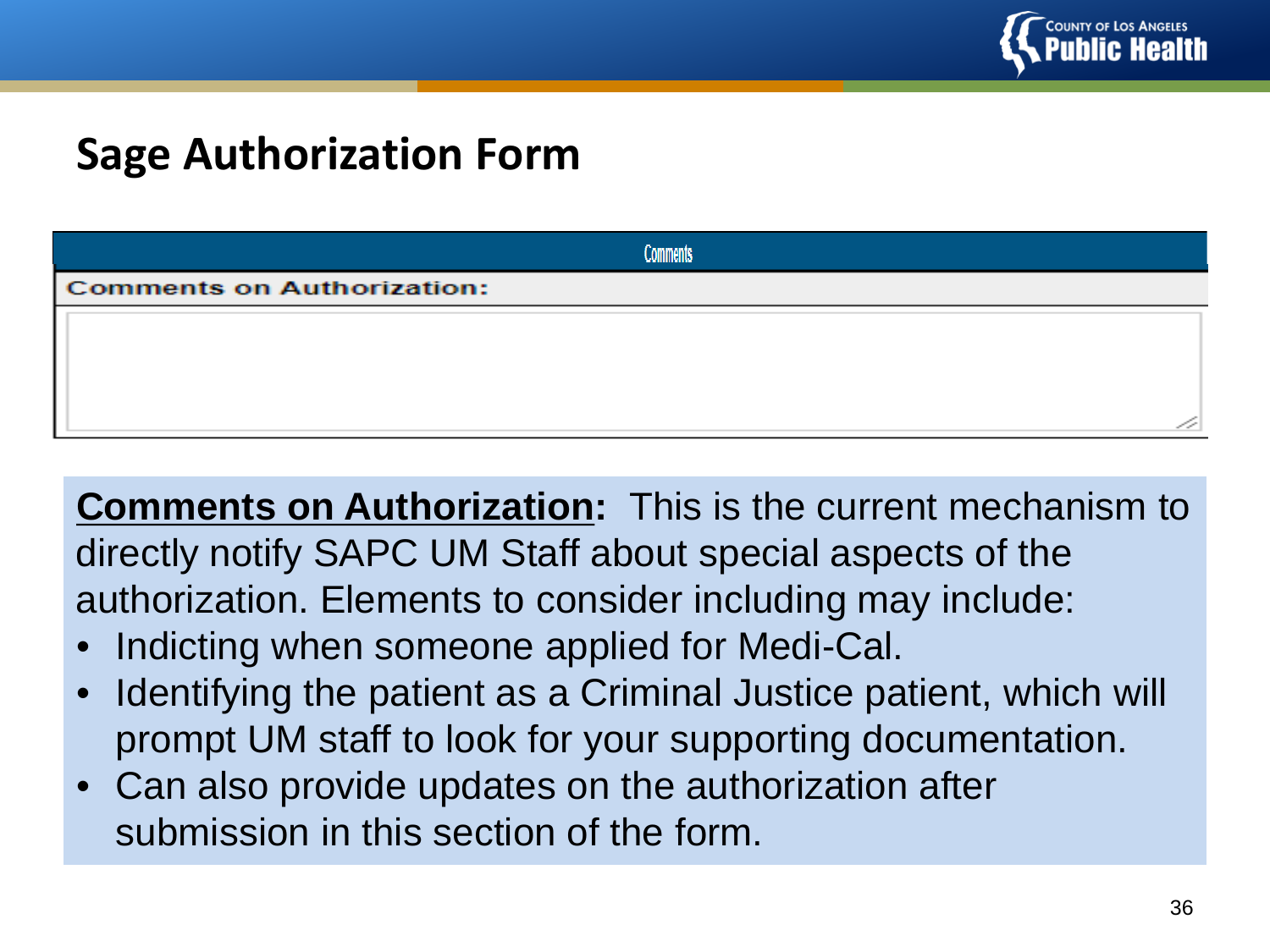## Sage Authorization Form

| Comments |
| --- |
| Comments on Authorization: |
| |

**Comments on Authorization:** This is the current mechanism to directly notify SAPC UM Staff about special aspects of the authorization. Elements to consider including may include:

- Indicting when someone applied for Medi-Cal.
- Identifying the patient as a Criminal Justice patient, which will prompt UM staff to look for your supporting documentation.
- Can also provide updates on the authorization after submission in this section of the form.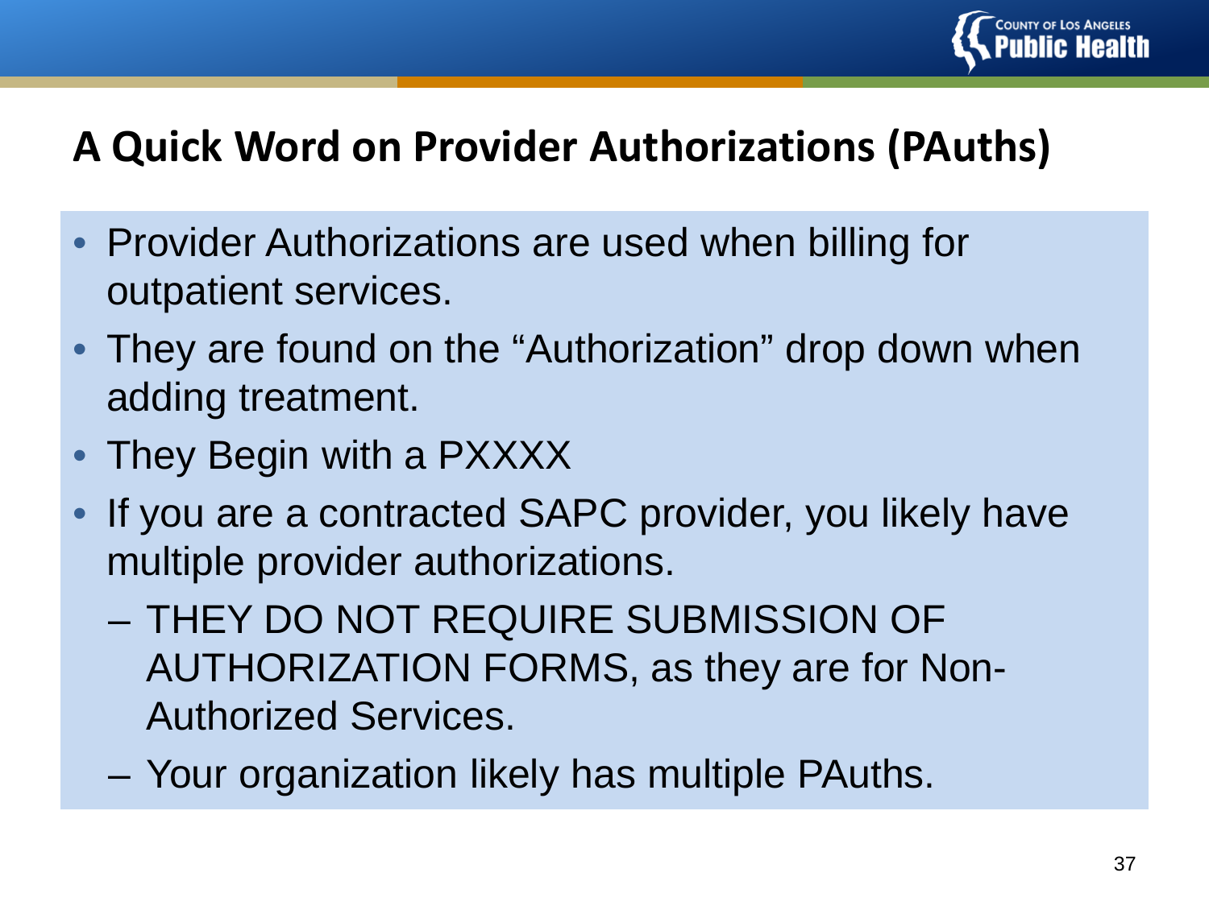# A Quick Word on Provider Authorizations (PAuths)

- Provider Authorizations are used when billing for outpatient services.
- They are found on the “Authorization” drop down when adding treatment.
- They Begin with a PXXXX
- If you are a contracted SAPC provider, you likely have multiple provider authorizations.
  - THEY DO NOT REQUIRE SUBMISSION OF AUTHORIZATION FORMS, as they are for Non-Authorized Services.
  - Your organization likely has multiple PAuths.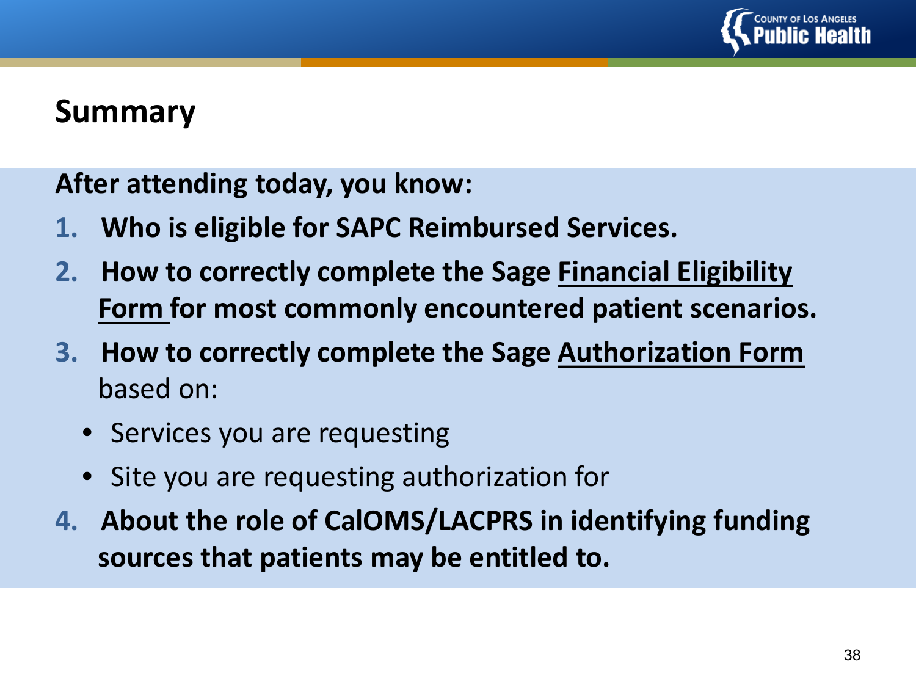## Summary

**After attending today, you know:**

1. **Who is eligible for SAPC Reimbursed Services.**
2. **How to correctly complete the Sage Financial Eligibility Form for most commonly encountered patient scenarios.**
3. **How to correctly complete the Sage Authorization Form** based on:
   - Services you are requesting
   - Site you are requesting authorization for
4. **About the role of CalOMS/LACPRS in identifying funding sources that patients may be entitled to.**